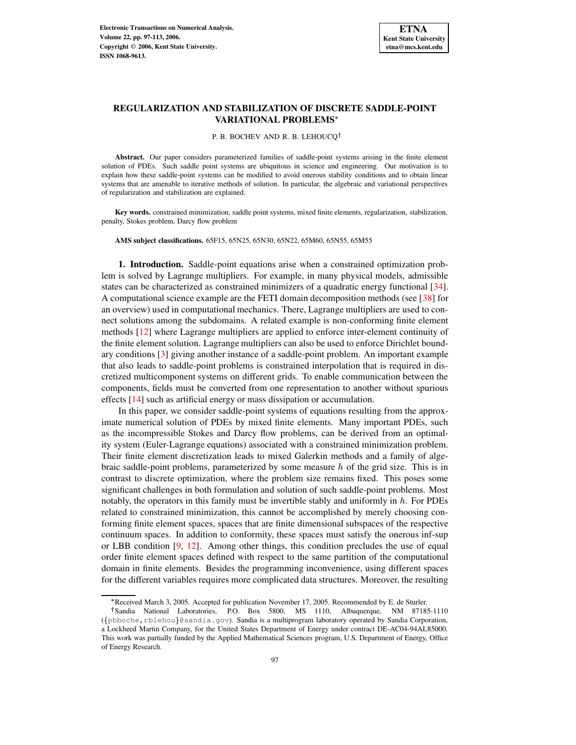# REGULARIZATION AND STABILIZATION OF DISCRETE SADDLE-POINT VARIATIONAL PROBLEMS*

P. B. BOCHEV AND R. B. LEHOUCQ†

**Abstract.** Our paper considers parameterized families of saddle-point systems arising in the finite element solution of PDEs. Such saddle point systems are ubiquitous in science and engineering. Our motivation is to explain how these saddle-point systems can be modified to avoid onerous stability conditions and to obtain linear systems that are amenable to iterative methods of solution. In particular, the algebraic and variational perspectives of regularization and stabilization are explained.

**Key words.** constrained minimization, saddle point systems, mixed finite elements, regularization, stabilization, penalty, Stokes problem, Darcy flow problem

**AMS subject classifications.** 65F15, 65N25, 65N30, 65N22, 65M60, 65N55, 65M55

**1. Introduction.** Saddle-point equations arise when a constrained optimization problem is solved by Lagrange multipliers. For example, in many physical models, admissible states can be characterized as constrained minimizers of a quadratic energy functional [34]. A computational science example are the FETI domain decomposition methods (see [38] for an overview) used in computational mechanics. There, Lagrange multipliers are used to connect solutions among the subdomains. A related example is non-conforming finite element methods [12] where Lagrange multipliers are applied to enforce inter-element continuity of the finite element solution. Lagrange multipliers can also be used to enforce Dirichlet boundary conditions [3] giving another instance of a saddle-point problem. An important example that also leads to saddle-point problems is constrained interpolation that is required in discretized multicomponent systems on different grids. To enable communication between the components, fields must be converted from one representation to another without spurious effects [14] such as artificial energy or mass dissipation or accumulation.

In this paper, we consider saddle-point systems of equations resulting from the approximate numerical solution of PDEs by mixed finite elements. Many important PDEs, such as the incompressible Stokes and Darcy flow problems, can be derived from an optimality system (Euler-Lagrange equations) associated with a constrained minimization problem. Their finite element discretization leads to mixed Galerkin methods and a family of algebraic saddle-point problems, parameterized by some measure $h$ of the grid size. This is in contrast to discrete optimization, where the problem size remains fixed. This poses some significant challenges in both formulation and solution of such saddle-point problems. Most notably, the operators in this family must be invertible stably and uniformly in $h$. For PDEs related to constrained minimization, this cannot be accomplished by merely choosing conforming finite element spaces, spaces that are finite dimensional subspaces of the respective continuum spaces. In addition to conformity, these spaces must satisfy the onerous inf-sup or LBB condition [9, 12]. Among other things, this condition precludes the use of equal order finite element spaces defined with respect to the same partition of the computational domain in finite elements. Besides the programming inconvenience, using different spaces for the different variables requires more complicated data structures. Moreover, the resulting

*Received March 3, 2005. Accepted for publication November 17, 2005. Recommended by E. de Sturler.

†Sandia National Laboratories, P.O. Box 5800, MS 1110, Albuquerque, NM 87185-1110 ({pbboche, rblehou}@sandia.gov). Sandia is a multiprogram laboratory operated by Sandia Corporation, a Lockheed Martin Company, for the United States Department of Energy under contract DE-AC04-94AL85000. This work was partially funded by the Applied Mathematical Sciences program, U.S. Department of Energy, Office of Energy Research.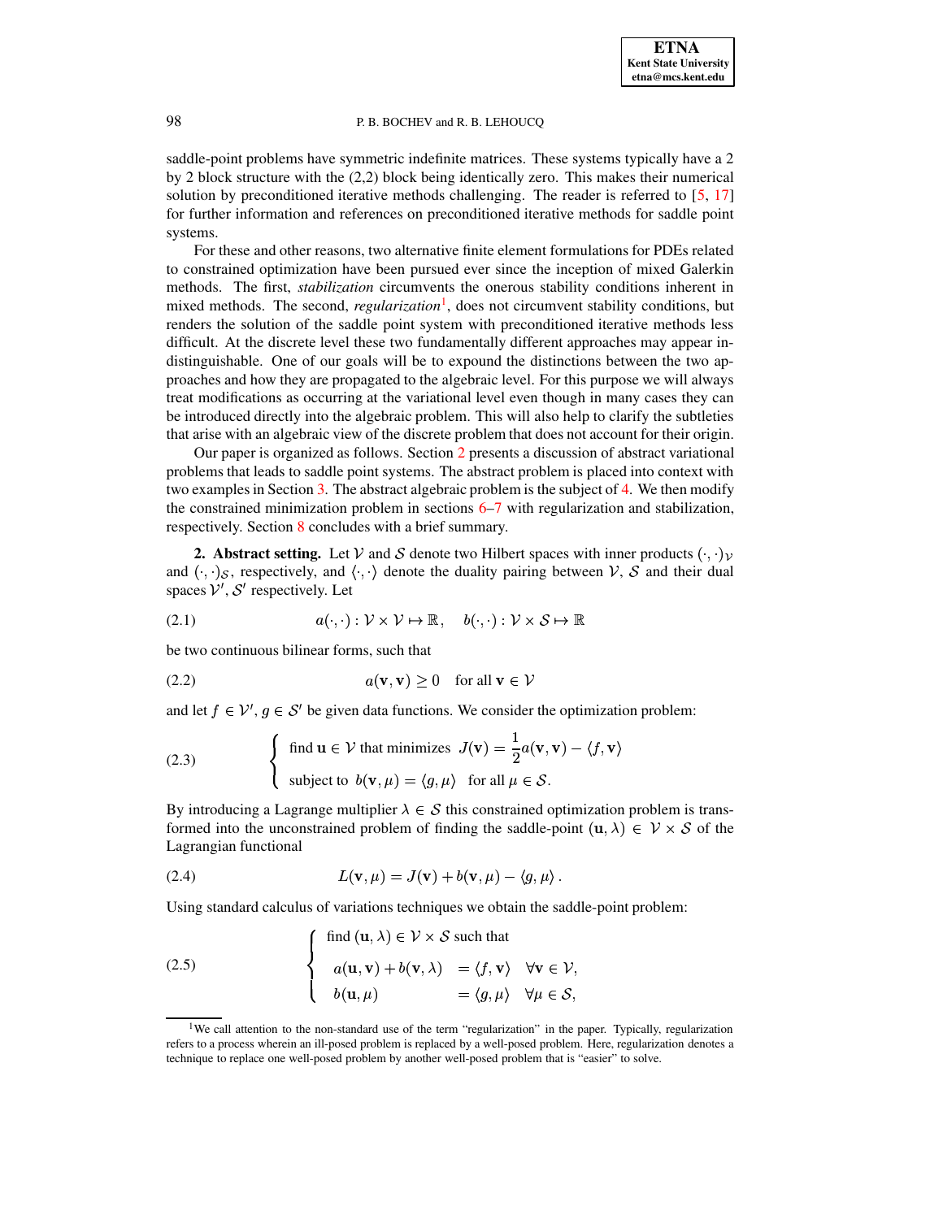saddle-point problems have symmetric indefinite matrices. These systems typically have a 2 by 2 block structure with the (2,2) block being identically zero. This makes their numerical solution by preconditioned iterative methods challenging. The reader is referred to [5, 17] for further information and references on preconditioned iterative methods for saddle point systems.

For these and other reasons, two alternative finite element formulations for PDEs related to constrained optimization have been pursued ever since the inception of mixed Galerkin methods. The first, *stabilization* circumvents the onerous stability conditions inherent in mixed methods. The second, *regularization*[1], does not circumvent stability conditions, but renders the solution of the saddle point system with preconditioned iterative methods less difficult. At the discrete level these two fundamentally different approaches may appear indistinguishable. One of our goals will be to expound the distinctions between the two approaches and how they are propagated to the algebraic level. For this purpose we will always treat modifications as occurring at the variational level even though in many cases they can be introduced directly into the algebraic problem. This will also help to clarify the subtleties that arise with an algebraic view of the discrete problem that does not account for their origin.

Our paper is organized as follows. Section 2 presents a discussion of abstract variational problems that leads to saddle point systems. The abstract problem is placed into context with two examples in Section 3. The abstract algebraic problem is the subject of 4. We then modify the constrained minimization problem in sections 6–7 with regularization and stabilization, respectively. Section 8 concludes with a brief summary.

**2. Abstract setting.** Let $\mathcal{V}$ and $\mathcal{S}$ denote two Hilbert spaces with inner products $(\cdot,\cdot)_{\mathcal{V}}$ and $(\cdot,\cdot)_{\mathcal{S}}$, respectively, and $\langle\cdot,\cdot\rangle$ denote the duality pairing between $\mathcal{V}$, $\mathcal{S}$ and their dual spaces $\mathcal{V}'$, $\mathcal{S}'$ respectively. Let

$$a(\cdot,\cdot):\mathcal{V}\times\mathcal{V}\mapsto\mathbb{R},\quad b(\cdot,\cdot):\mathcal{V}\times\mathcal{S}\mapsto\mathbb{R} \tag{2.1}$$

be two continuous bilinear forms, such that

$$a(\mathbf{v},\mathbf{v})\geq 0\quad\text{for all }\mathbf{v}\in\mathcal{V} \tag{2.2}$$

and let $f\in\mathcal{V}'$, $g\in\mathcal{S}'$ be given data functions. We consider the optimization problem:

$$\begin{cases}\text{find }\mathbf{u}\in\mathcal{V}\text{ that minimizes }\ J(\mathbf{v})=\dfrac{1}{2}a(\mathbf{v},\mathbf{v})-\langle f,\mathbf{v}\rangle\\ \text{subject to }\ b(\mathbf{v},\mu)=\langle g,\mu\rangle\quad\text{for all }\mu\in\mathcal{S}.\end{cases} \tag{2.3}$$

By introducing a Lagrange multiplier $\lambda\in\mathcal{S}$ this constrained optimization problem is transformed into the unconstrained problem of finding the saddle-point $(\mathbf{u},\lambda)\in\mathcal{V}\times\mathcal{S}$ of the Lagrangian functional

$$L(\mathbf{v},\mu)=J(\mathbf{v})+b(\mathbf{v},\mu)-\langle g,\mu\rangle\,. \tag{2.4}$$

Using standard calculus of variations techniques we obtain the saddle-point problem:

$$\begin{cases}\text{find }(\mathbf{u},\lambda)\in\mathcal{V}\times\mathcal{S}\text{ such that}\\ a(\mathbf{u},\mathbf{v})+b(\mathbf{v},\lambda)\ =\langle f,\mathbf{v}\rangle\quad\forall\mathbf{v}\in\mathcal{V},\\ b(\mathbf{u},\mu)\ =\langle g,\mu\rangle\quad\forall\mu\in\mathcal{S},\end{cases} \tag{2.5}$$

[1] We call attention to the non-standard use of the term "regularization" in the paper. Typically, regularization refers to a process wherein an ill-posed problem is replaced by a well-posed problem. Here, regularization denotes a technique to replace one well-posed problem by another well-posed problem that is "easier" to solve.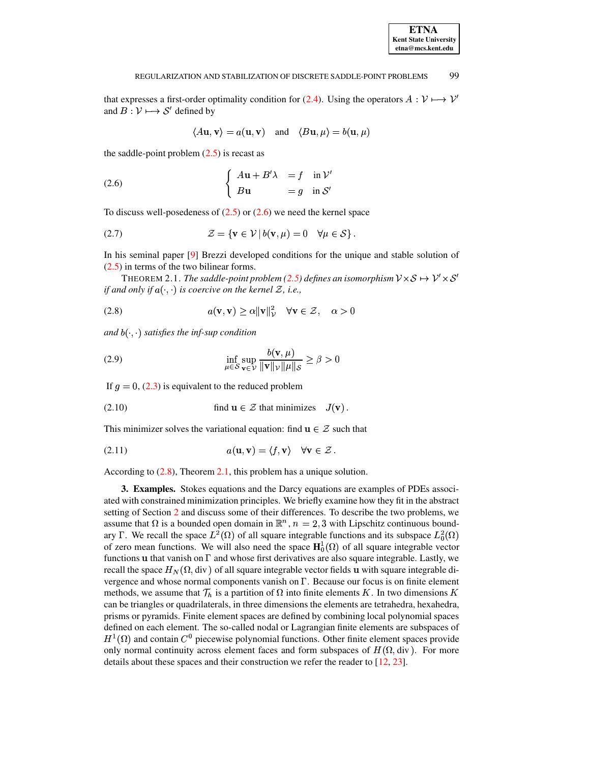that expresses a first-order optimality condition for (2.4). Using the operators $A : \mathcal{V} \longmapsto \mathcal{V}'$ and $B : \mathcal{V} \longmapsto \mathcal{S}'$ defined by

$$\langle A\mathbf{u}, \mathbf{v}\rangle = a(\mathbf{u}, \mathbf{v}) \quad \text{and} \quad \langle B\mathbf{u}, \mu\rangle = b(\mathbf{u}, \mu)$$

the saddle-point problem (2.5) is recast as

$$\left\{ \begin{array}{lll} A\mathbf{u} + B'\lambda & = f & \text{in } \mathcal{V}' \\ B\mathbf{u} & = g & \text{in } \mathcal{S}' \end{array} \right. \tag{2.6}$$

To discuss well-posedeness of (2.5) or (2.6) we need the kernel space

$$\mathcal{Z} = \{\mathbf{v} \in \mathcal{V} \,|\, b(\mathbf{v}, \mu) = 0 \quad \forall \mu \in \mathcal{S}\}. \tag{2.7}$$

In his seminal paper [9] Brezzi developed conditions for the unique and stable solution of (2.5) in terms of the two bilinear forms.

THEOREM 2.1. *The saddle-point problem (2.5) defines an isomorphism $\mathcal{V} \times \mathcal{S} \mapsto \mathcal{V}' \times \mathcal{S}'$ if and only if $a(\cdot,\cdot)$ is coercive on the kernel $\mathcal{Z}$, i.e.,*

$$a(\mathbf{v}, \mathbf{v}) \geq \alpha \|\mathbf{v}\|_{\mathcal{V}}^2 \quad \forall \mathbf{v} \in \mathcal{Z}, \quad \alpha > 0 \tag{2.8}$$

*and $b(\cdot,\cdot)$ satisfies the inf-sup condition*

$$\inf_{\mu \in \mathcal{S}} \sup_{\mathbf{v} \in \mathcal{V}} \frac{b(\mathbf{v}, \mu)}{\|\mathbf{v}\|_{\mathcal{V}} \|\mu\|_{\mathcal{S}}} \geq \beta > 0 \tag{2.9}$$

If $g = 0$, (2.3) is equivalent to the reduced problem

$$\text{find } \mathbf{u} \in \mathcal{Z} \text{ that minimizes} \quad J(\mathbf{v}). \tag{2.10}$$

This minimizer solves the variational equation: find $\mathbf{u} \in \mathcal{Z}$ such that

$$a(\mathbf{u}, \mathbf{v}) = \langle f, \mathbf{v}\rangle \quad \forall \mathbf{v} \in \mathcal{Z}. \tag{2.11}$$

According to (2.8), Theorem 2.1, this problem has a unique solution.

## 3. Examples.

Stokes equations and the Darcy equations are examples of PDEs associated with constrained minimization principles. We briefly examine how they fit in the abstract setting of Section 2 and discuss some of their differences. To describe the two problems, we assume that $\Omega$ is a bounded open domain in $\mathbb{R}^n$, $n = 2, 3$ with Lipschitz continuous boundary $\Gamma$. We recall the space $L^2(\Omega)$ of all square integrable functions and its subspace $L^2_0(\Omega)$ of zero mean functions. We will also need the space $\mathbf{H}^1_0(\Omega)$ of all square integrable vector functions $\mathbf{u}$ that vanish on $\Gamma$ and whose first derivatives are also square integrable. Lastly, we recall the space $H_N(\Omega, \mathrm{div})$ of all square integrable vector fields $\mathbf{u}$ with square integrable divergence and whose normal components vanish on $\Gamma$. Because our focus is on finite element methods, we assume that $\mathcal{T}_h$ is a partition of $\Omega$ into finite elements $K$. In two dimensions $K$ can be triangles or quadrilaterals, in three dimensions the elements are tetrahedra, hexahedra, prisms or pyramids. Finite element spaces are defined by combining local polynomial spaces defined on each element. The so-called nodal or Lagrangian finite elements are subspaces of $H^1(\Omega)$ and contain $C^0$ piecewise polynomial functions. Other finite element spaces provide only normal continuity across element faces and form subspaces of $H(\Omega, \mathrm{div})$. For more details about these spaces and their construction we refer the reader to [12, 23].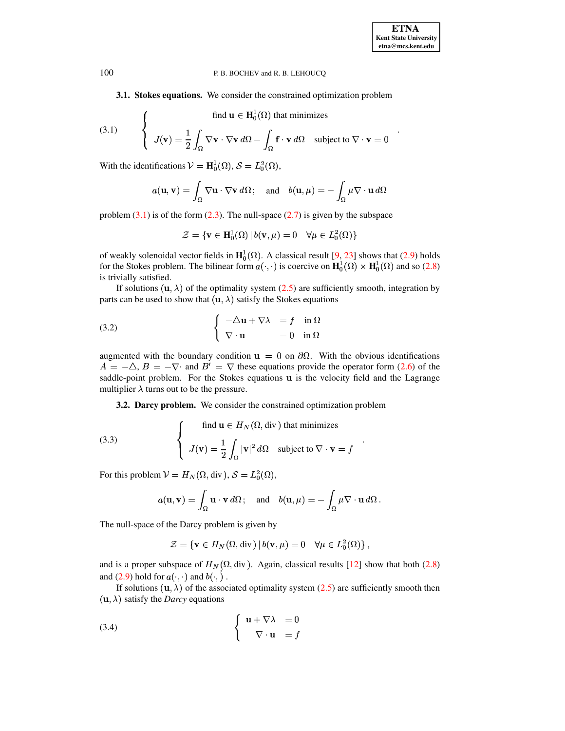**3.1. Stokes equations.** We consider the constrained optimization problem

$$
(3.1) \qquad \left\{ \begin{array}{c} \text{find } \mathbf{u} \in \mathbf{H}_0^1(\Omega) \text{ that minimizes} \\ J(\mathbf{v}) = \dfrac{1}{2}\displaystyle\int_\Omega \nabla \mathbf{v} \cdot \nabla \mathbf{v}\, d\Omega - \int_\Omega \mathbf{f} \cdot \mathbf{v}\, d\Omega \quad \text{subject to } \nabla \cdot \mathbf{v} = 0 \end{array} \right. .
$$

With the identifications $\mathcal{V} = \mathbf{H}_0^1(\Omega)$, $\mathcal{S} = L_0^2(\Omega)$,

$$
a(\mathbf{u}, \mathbf{v}) = \int_\Omega \nabla \mathbf{u} \cdot \nabla \mathbf{v}\, d\Omega; \quad \text{and} \quad b(\mathbf{u}, \mu) = -\int_\Omega \mu \nabla \cdot \mathbf{u}\, d\Omega
$$

problem (3.1) is of the form (2.3). The null-space (2.7) is given by the subspace

$$
\mathcal{Z} = \{ \mathbf{v} \in \mathbf{H}_0^1(\Omega) \,|\, b(\mathbf{v}, \mu) = 0 \quad \forall \mu \in L_0^2(\Omega) \}
$$

of weakly solenoidal vector fields in $\mathbf{H}_0^1(\Omega)$. A classical result [9, 23] shows that (2.9) holds for the Stokes problem. The bilinear form $a(\cdot, \cdot)$ is coercive on $\mathbf{H}_0^1(\Omega) \times \mathbf{H}_0^1(\Omega)$ and so (2.8) is trivially satisfied.

If solutions $(\mathbf{u}, \lambda)$ of the optimality system (2.5) are sufficiently smooth, integration by parts can be used to show that $(\mathbf{u}, \lambda)$ satisfy the Stokes equations

$$
(3.2) \qquad \left\{ \begin{array}{ll} -\triangle \mathbf{u} + \nabla \lambda & = f \quad \text{in } \Omega \\ \nabla \cdot \mathbf{u} & = 0 \quad \text{in } \Omega \end{array} \right.
$$

augmented with the boundary condition $\mathbf{u} = 0$ on $\partial\Omega$. With the obvious identifications $A = -\triangle$, $B = -\nabla\cdot$ and $B' = \nabla$ these equations provide the operator form (2.6) of the saddle-point problem. For the Stokes equations $\mathbf{u}$ is the velocity field and the Lagrange multiplier $\lambda$ turns out to be the pressure.

**3.2. Darcy problem.** We consider the constrained optimization problem

$$
(3.3) \qquad \left\{ \begin{array}{c} \text{find } \mathbf{u} \in H_N(\Omega, \text{div}\,) \text{ that minimizes} \\ J(\mathbf{v}) = \dfrac{1}{2}\displaystyle\int_\Omega |\mathbf{v}|^2\, d\Omega \quad \text{subject to } \nabla \cdot \mathbf{v} = f \end{array} \right. .
$$

For this problem $\mathcal{V} = H_N(\Omega, \text{div}\,)$, $\mathcal{S} = L_0^2(\Omega)$,

$$
a(\mathbf{u}, \mathbf{v}) = \int_\Omega \mathbf{u} \cdot \mathbf{v}\, d\Omega; \quad \text{and} \quad b(\mathbf{u}, \mu) = -\int_\Omega \mu \nabla \cdot \mathbf{u}\, d\Omega\,.
$$

The null-space of the Darcy problem is given by

$$
\mathcal{Z} = \{ \mathbf{v} \in H_N(\Omega, \text{div}\,) \,|\, b(\mathbf{v}, \mu) = 0 \quad \forall \mu \in L_0^2(\Omega) \}\,,
$$

and is a proper subspace of $H_N(\Omega, \text{div}\,)$. Again, classical results [12] show that both (2.8) and (2.9) hold for $a(\cdot, \cdot)$ and $b(\cdot, \cdot)$.

If solutions $(\mathbf{u}, \lambda)$ of the associated optimality system (2.5) are sufficiently smooth then $(\mathbf{u}, \lambda)$ satisfy the *Darcy* equations

$$
(3.4) \qquad \left\{ \begin{array}{ll} \mathbf{u} + \nabla \lambda & = 0 \\ \nabla \cdot \mathbf{u} & = f \end{array} \right.
$$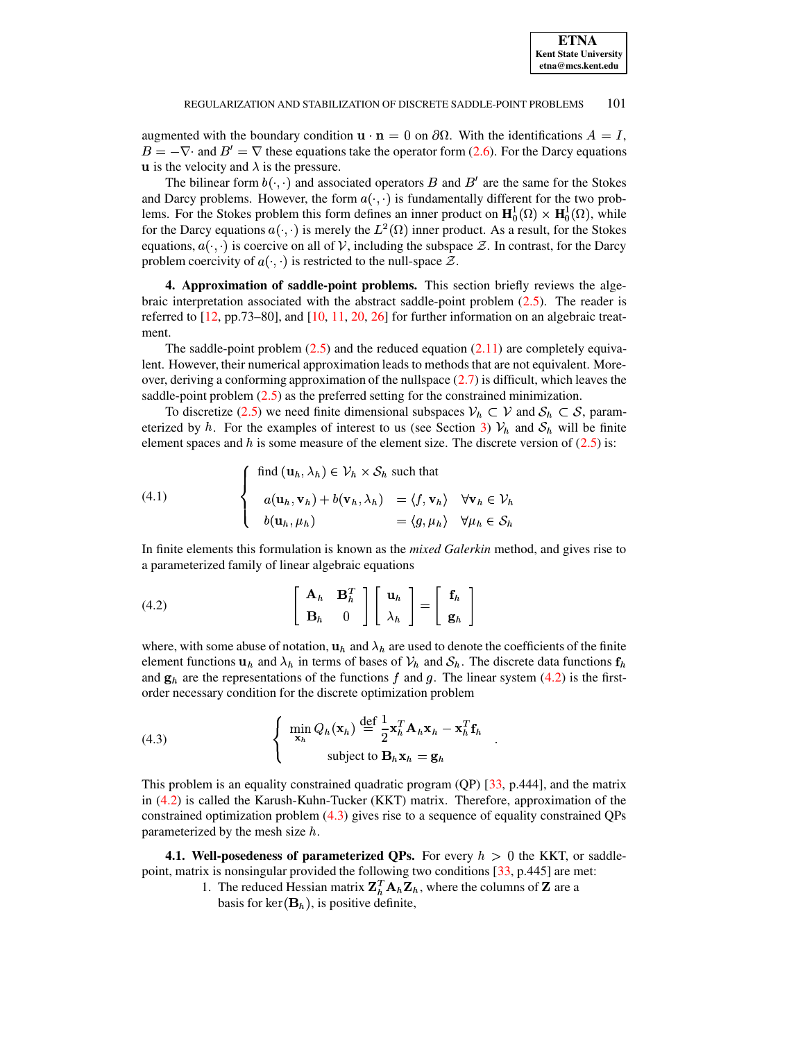augmented with the boundary condition $\mathbf{u} \cdot \mathbf{n} = 0$ on $\partial\Omega$. With the identifications $A = I$, $B = -\nabla\cdot$ and $B' = \nabla$ these equations take the operator form (2.6). For the Darcy equations $\mathbf{u}$ is the velocity and $\lambda$ is the pressure.

The bilinear form $b(\cdot,\cdot)$ and associated operators $B$ and $B'$ are the same for the Stokes and Darcy problems. However, the form $a(\cdot,\cdot)$ is fundamentally different for the two problems. For the Stokes problem this form defines an inner product on $\mathbf{H}_0^1(\Omega) \times \mathbf{H}_0^1(\Omega)$, while for the Darcy equations $a(\cdot,\cdot)$ is merely the $L^2(\Omega)$ inner product. As a result, for the Stokes equations, $a(\cdot,\cdot)$ is coercive on all of $\mathcal{V}$, including the subspace $\mathcal{Z}$. In contrast, for the Darcy problem coercivity of $a(\cdot,\cdot)$ is restricted to the null-space $\mathcal{Z}$.

## 4. Approximation of saddle-point problems.

This section briefly reviews the algebraic interpretation associated with the abstract saddle-point problem (2.5). The reader is referred to [12, pp.73–80], and [10, 11, 20, 26] for further information on an algebraic treatment.

The saddle-point problem (2.5) and the reduced equation (2.11) are completely equivalent. However, their numerical approximation leads to methods that are not equivalent. Moreover, deriving a conforming approximation of the nullspace (2.7) is difficult, which leaves the saddle-point problem (2.5) as the preferred setting for the constrained minimization.

To discretize (2.5) we need finite dimensional subspaces $\mathcal{V}_h \subset \mathcal{V}$ and $\mathcal{S}_h \subset \mathcal{S}$, parameterized by $h$. For the examples of interest to us (see Section 3) $\mathcal{V}_h$ and $\mathcal{S}_h$ will be finite element spaces and $h$ is some measure of the element size. The discrete version of (2.5) is:

$$
\left\{
\begin{array}{lll}
\text{find } (\mathbf{u}_h, \lambda_h) \in \mathcal{V}_h \times \mathcal{S}_h \text{ such that} & & \\
a(\mathbf{u}_h, \mathbf{v}_h) + b(\mathbf{v}_h, \lambda_h) & = \langle f, \mathbf{v}_h \rangle & \forall \mathbf{v}_h \in \mathcal{V}_h \\
b(\mathbf{u}_h, \mu_h) & = \langle g, \mu_h \rangle & \forall \mu_h \in \mathcal{S}_h
\end{array}
\right.
\tag{4.1}
$$

In finite elements this formulation is known as the *mixed Galerkin* method, and gives rise to a parameterized family of linear algebraic equations

$$
\begin{bmatrix} \mathbf{A}_h & \mathbf{B}_h^T \\ \mathbf{B}_h & 0 \end{bmatrix}
\begin{bmatrix} \mathbf{u}_h \\ \lambda_h \end{bmatrix}
=
\begin{bmatrix} \mathbf{f}_h \\ \mathbf{g}_h \end{bmatrix}
\tag{4.2}
$$

where, with some abuse of notation, $\mathbf{u}_h$ and $\lambda_h$ are used to denote the coefficients of the finite element functions $\mathbf{u}_h$ and $\lambda_h$ in terms of bases of $\mathcal{V}_h$ and $\mathcal{S}_h$. The discrete data functions $\mathbf{f}_h$ and $\mathbf{g}_h$ are the representations of the functions $f$ and $g$. The linear system (4.2) is the first-order necessary condition for the discrete optimization problem

$$
\left\{
\begin{array}{l}
\displaystyle \min_{\mathbf{x}_h} Q_h(\mathbf{x}_h) \stackrel{\text{def}}{=} \frac{1}{2}\mathbf{x}_h^T \mathbf{A}_h \mathbf{x}_h - \mathbf{x}_h^T \mathbf{f}_h \\
\qquad\qquad \text{subject to } \mathbf{B}_h \mathbf{x}_h = \mathbf{g}_h
\end{array}
\right. .
\tag{4.3}
$$

This problem is an equality constrained quadratic program (QP) [33, p.444], and the matrix in (4.2) is called the Karush-Kuhn-Tucker (KKT) matrix. Therefore, approximation of the constrained optimization problem (4.3) gives rise to a sequence of equality constrained QPs parameterized by the mesh size $h$.

### 4.1. Well-posedeness of parameterized QPs.

For every $h > 0$ the KKT, or saddle-point, matrix is nonsingular provided the following two conditions [33, p.445] are met:

1. The reduced Hessian matrix $\mathbf{Z}_h^T \mathbf{A}_h \mathbf{Z}_h$, where the columns of $\mathbf{Z}$ are a basis for $\ker(\mathbf{B}_h)$, is positive definite,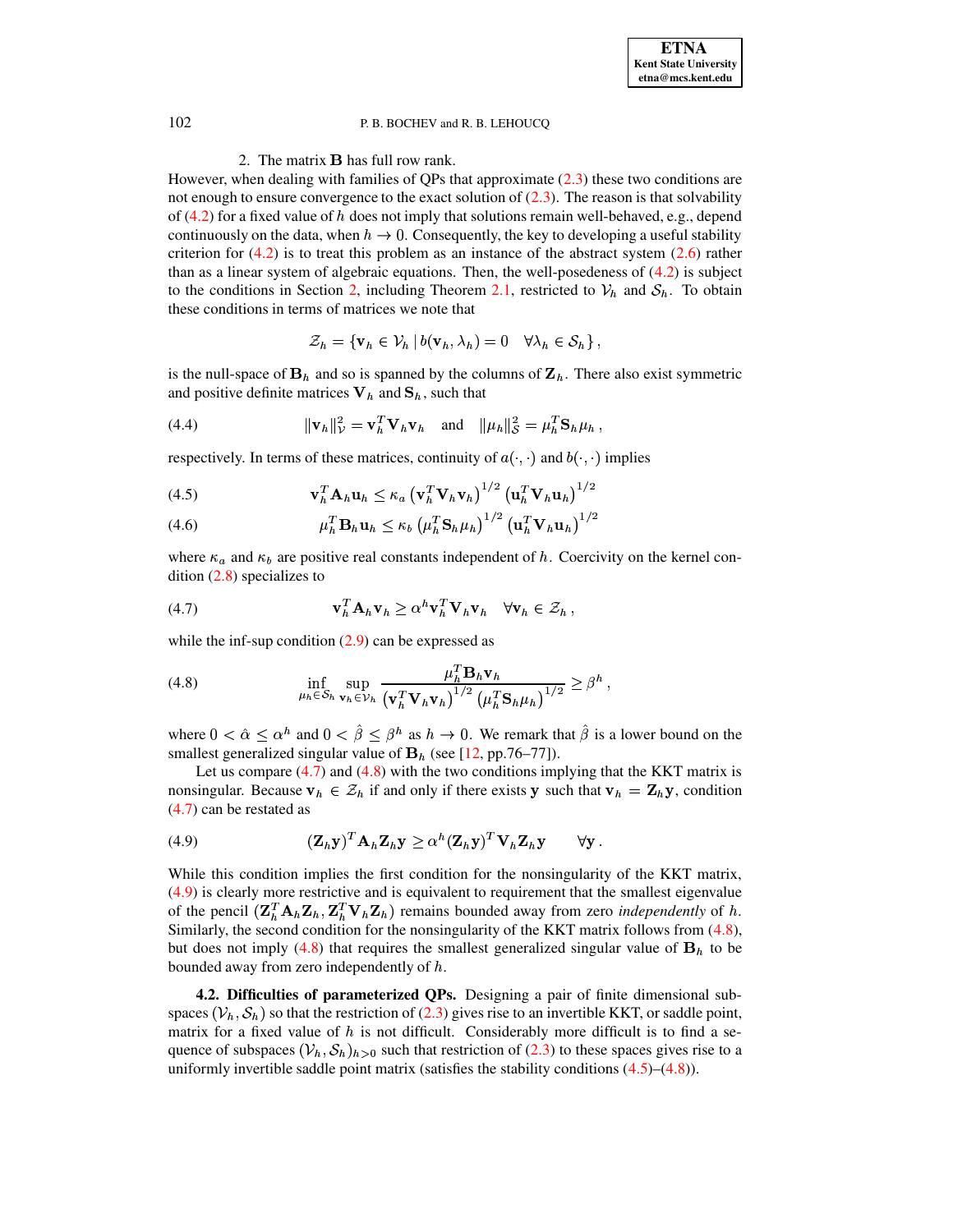2. The matrix $\mathbf{B}$ has full row rank.

However, when dealing with families of QPs that approximate (2.3) these two conditions are not enough to ensure convergence to the exact solution of (2.3). The reason is that solvability of (4.2) for a fixed value of $h$ does not imply that solutions remain well-behaved, e.g., depend continuously on the data, when $h \to 0$. Consequently, the key to developing a useful stability criterion for (4.2) is to treat this problem as an instance of the abstract system (2.6) rather than as a linear system of algebraic equations. Then, the well-posedeness of (4.2) is subject to the conditions in Section 2, including Theorem 2.1, restricted to $\mathcal{V}_h$ and $\mathcal{S}_h$. To obtain these conditions in terms of matrices we note that

$$\mathcal{Z}_h = \{\mathbf{v}_h \in \mathcal{V}_h \,|\, b(\mathbf{v}_h, \lambda_h) = 0 \quad \forall \lambda_h \in \mathcal{S}_h\},$$

is the null-space of $\mathbf{B}_h$ and so is spanned by the columns of $\mathbf{Z}_h$. There also exist symmetric and positive definite matrices $\mathbf{V}_h$ and $\mathbf{S}_h$, such that

$$\|\mathbf{v}_h\|_{\mathcal{V}}^2 = \mathbf{v}_h^T \mathbf{V}_h \mathbf{v}_h \quad \text{and} \quad \|\mu_h\|_{\mathcal{S}}^2 = \mu_h^T \mathbf{S}_h \mu_h \,, \tag{4.4}$$

respectively. In terms of these matrices, continuity of $a(\cdot,\cdot)$ and $b(\cdot,\cdot)$ implies

$$\mathbf{v}_h^T \mathbf{A}_h \mathbf{u}_h \le \kappa_a \left(\mathbf{v}_h^T \mathbf{V}_h \mathbf{v}_h\right)^{1/2} \left(\mathbf{u}_h^T \mathbf{V}_h \mathbf{u}_h\right)^{1/2} \tag{4.5}$$

$$\mu_h^T \mathbf{B}_h \mathbf{u}_h \le \kappa_b \left(\mu_h^T \mathbf{S}_h \mu_h\right)^{1/2} \left(\mathbf{u}_h^T \mathbf{V}_h \mathbf{u}_h\right)^{1/2} \tag{4.6}$$

where $\kappa_a$ and $\kappa_b$ are positive real constants independent of $h$. Coercivity on the kernel condition (2.8) specializes to

$$\mathbf{v}_h^T \mathbf{A}_h \mathbf{v}_h \ge \alpha^h \mathbf{v}_h^T \mathbf{V}_h \mathbf{v}_h \quad \forall \mathbf{v}_h \in \mathcal{Z}_h \,, \tag{4.7}$$

while the inf-sup condition (2.9) can be expressed as

$$\inf_{\mu_h \in \mathcal{S}_h} \sup_{\mathbf{v}_h \in \mathcal{V}_h} \frac{\mu_h^T \mathbf{B}_h \mathbf{v}_h}{\left(\mathbf{v}_h^T \mathbf{V}_h \mathbf{v}_h\right)^{1/2} \left(\mu_h^T \mathbf{S}_h \mu_h\right)^{1/2}} \ge \beta^h \,, \tag{4.8}$$

where $0 < \hat{\alpha} \le \alpha^h$ and $0 < \hat{\beta} \le \beta^h$ as $h \to 0$. We remark that $\hat{\beta}$ is a lower bound on the smallest generalized singular value of $\mathbf{B}_h$ (see [12, pp.76–77]).

Let us compare (4.7) and (4.8) with the two conditions implying that the KKT matrix is nonsingular. Because $\mathbf{v}_h \in \mathcal{Z}_h$ if and only if there exists $\mathbf{y}$ such that $\mathbf{v}_h = \mathbf{Z}_h \mathbf{y}$, condition (4.7) can be restated as

$$(\mathbf{Z}_h \mathbf{y})^T \mathbf{A}_h \mathbf{Z}_h \mathbf{y} \ge \alpha^h (\mathbf{Z}_h \mathbf{y})^T \mathbf{V}_h \mathbf{Z}_h \mathbf{y} \qquad \forall \mathbf{y} \,. \tag{4.9}$$

While this condition implies the first condition for the nonsingularity of the KKT matrix, (4.9) is clearly more restrictive and is equivalent to requirement that the smallest eigenvalue of the pencil $(\mathbf{Z}_h^T \mathbf{A}_h \mathbf{Z}_h, \mathbf{Z}_h^T \mathbf{V}_h \mathbf{Z}_h)$ remains bounded away from zero *independently* of $h$. Similarly, the second condition for the nonsingularity of the KKT matrix follows from (4.8), but does not imply (4.8) that requires the smallest generalized singular value of $\mathbf{B}_h$ to be bounded away from zero independently of $h$.

**4.2. Difficulties of parameterized QPs.** Designing a pair of finite dimensional subspaces $(\mathcal{V}_h, \mathcal{S}_h)$ so that the restriction of (2.3) gives rise to an invertible KKT, or saddle point, matrix for a fixed value of $h$ is not difficult. Considerably more difficult is to find a sequence of subspaces $(\mathcal{V}_h, \mathcal{S}_h)_{h>0}$ such that restriction of (2.3) to these spaces gives rise to a uniformly invertible saddle point matrix (satisfies the stability conditions (4.5)–(4.8)).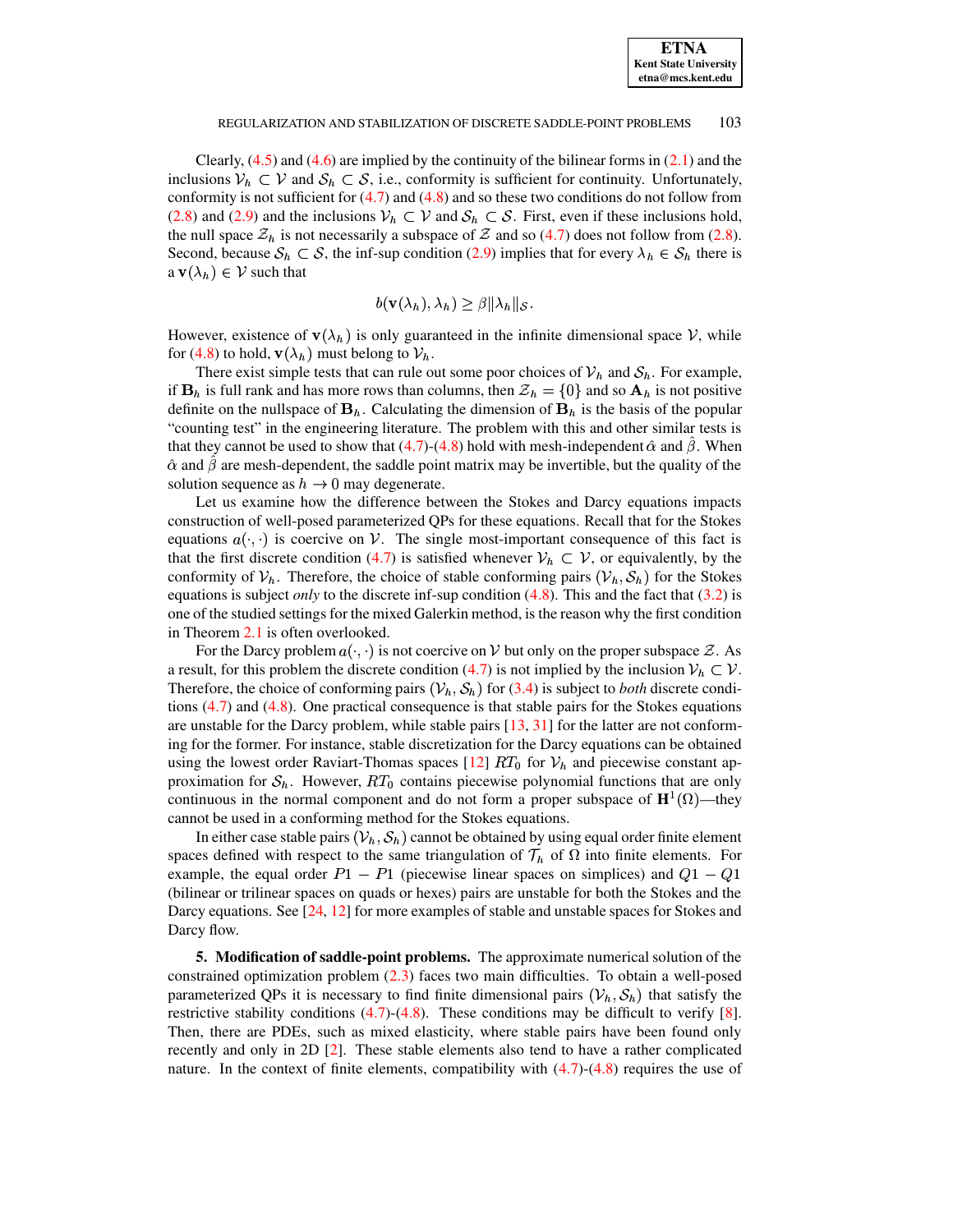Clearly, (4.5) and (4.6) are implied by the continuity of the bilinear forms in (2.1) and the inclusions $\mathcal{V}_h \subset \mathcal{V}$ and $\mathcal{S}_h \subset \mathcal{S}$, i.e., conformity is sufficient for continuity. Unfortunately, conformity is not sufficient for (4.7) and (4.8) and so these two conditions do not follow from (2.8) and (2.9) and the inclusions $\mathcal{V}_h \subset \mathcal{V}$ and $\mathcal{S}_h \subset \mathcal{S}$. First, even if these inclusions hold, the null space $\mathcal{Z}_h$ is not necessarily a subspace of $\mathcal{Z}$ and so (4.7) does not follow from (2.8). Second, because $\mathcal{S}_h \subset \mathcal{S}$, the inf-sup condition (2.9) implies that for every $\lambda_h \in \mathcal{S}_h$ there is a $\mathbf{v}(\lambda_h) \in \mathcal{V}$ such that

$$b(\mathbf{v}(\lambda_h), \lambda_h) \geq \beta \|\lambda_h\|_{\mathcal{S}}.$$

However, existence of $\mathbf{v}(\lambda_h)$ is only guaranteed in the infinite dimensional space $\mathcal{V}$, while for (4.8) to hold, $\mathbf{v}(\lambda_h)$ must belong to $\mathcal{V}_h$.

There exist simple tests that can rule out some poor choices of $\mathcal{V}_h$ and $\mathcal{S}_h$. For example, if $\mathbf{B}_h$ is full rank and has more rows than columns, then $\mathcal{Z}_h = \{0\}$ and so $\mathbf{A}_h$ is not positive definite on the nullspace of $\mathbf{B}_h$. Calculating the dimension of $\mathbf{B}_h$ is the basis of the popular "counting test" in the engineering literature. The problem with this and other similar tests is that they cannot be used to show that (4.7)-(4.8) hold with mesh-independent $\hat{\alpha}$ and $\hat{\beta}$. When $\hat{\alpha}$ and $\hat{\beta}$ are mesh-dependent, the saddle point matrix may be invertible, but the quality of the solution sequence as $h \to 0$ may degenerate.

Let us examine how the difference between the Stokes and Darcy equations impacts construction of well-posed parameterized QPs for these equations. Recall that for the Stokes equations $a(\cdot,\cdot)$ is coercive on $\mathcal{V}$. The single most-important consequence of this fact is that the first discrete condition (4.7) is satisfied whenever $\mathcal{V}_h \subset \mathcal{V}$, or equivalently, by the conformity of $\mathcal{V}_h$. Therefore, the choice of stable conforming pairs $(\mathcal{V}_h, \mathcal{S}_h)$ for the Stokes equations is subject *only* to the discrete inf-sup condition (4.8). This and the fact that (3.2) is one of the studied settings for the mixed Galerkin method, is the reason why the first condition in Theorem 2.1 is often overlooked.

For the Darcy problem $a(\cdot,\cdot)$ is not coercive on $\mathcal{V}$ but only on the proper subspace $\mathcal{Z}$. As a result, for this problem the discrete condition (4.7) is not implied by the inclusion $\mathcal{V}_h \subset \mathcal{V}$. Therefore, the choice of conforming pairs $(\mathcal{V}_h, \mathcal{S}_h)$ for (3.4) is subject to *both* discrete conditions (4.7) and (4.8). One practical consequence is that stable pairs for the Stokes equations are unstable for the Darcy problem, while stable pairs [13, 31] for the latter are not conforming for the former. For instance, stable discretization for the Darcy equations can be obtained using the lowest order Raviart-Thomas spaces [12] $RT_0$ for $\mathcal{V}_h$ and piecewise constant approximation for $\mathcal{S}_h$. However, $RT_0$ contains piecewise polynomial functions that are only continuous in the normal component and do not form a proper subspace of $\mathbf{H}^1(\Omega)$—they cannot be used in a conforming method for the Stokes equations.

In either case stable pairs $(\mathcal{V}_h, \mathcal{S}_h)$ cannot be obtained by using equal order finite element spaces defined with respect to the same triangulation of $\mathcal{T}_h$ of $\Omega$ into finite elements. For example, the equal order $P1 - P1$ (piecewise linear spaces on simplices) and $Q1 - Q1$ (bilinear or trilinear spaces on quads or hexes) pairs are unstable for both the Stokes and the Darcy equations. See [24, 12] for more examples of stable and unstable spaces for Stokes and Darcy flow.

**5. Modification of saddle-point problems.** The approximate numerical solution of the constrained optimization problem (2.3) faces two main difficulties. To obtain a well-posed parameterized QPs it is necessary to find finite dimensional pairs $(\mathcal{V}_h, \mathcal{S}_h)$ that satisfy the restrictive stability conditions (4.7)-(4.8). These conditions may be difficult to verify [8]. Then, there are PDEs, such as mixed elasticity, where stable pairs have been found only recently and only in 2D [2]. These stable elements also tend to have a rather complicated nature. In the context of finite elements, compatibility with (4.7)-(4.8) requires the use of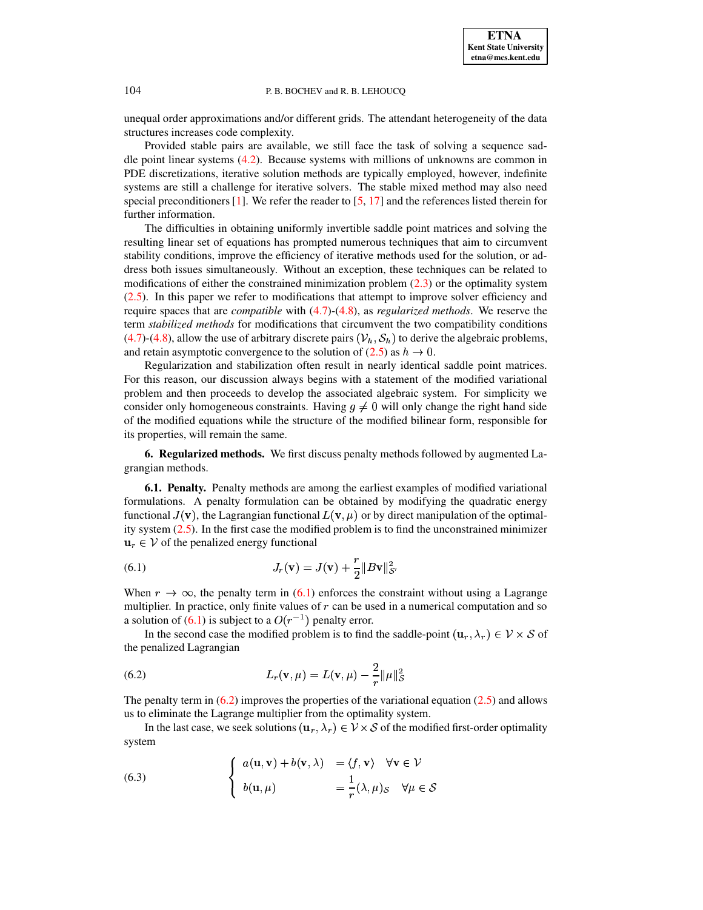unequal order approximations and/or different grids. The attendant heterogeneity of the data structures increases code complexity.

Provided stable pairs are available, we still face the task of solving a sequence saddle point linear systems (4.2). Because systems with millions of unknowns are common in PDE discretizations, iterative solution methods are typically employed, however, indefinite systems are still a challenge for iterative solvers. The stable mixed method may also need special preconditioners [1]. We refer the reader to [5, 17] and the references listed therein for further information.

The difficulties in obtaining uniformly invertible saddle point matrices and solving the resulting linear set of equations has prompted numerous techniques that aim to circumvent stability conditions, improve the efficiency of iterative methods used for the solution, or address both issues simultaneously. Without an exception, these techniques can be related to modifications of either the constrained minimization problem (2.3) or the optimality system (2.5). In this paper we refer to modifications that attempt to improve solver efficiency and require spaces that are *compatible* with (4.7)-(4.8), as *regularized methods*. We reserve the term *stabilized methods* for modifications that circumvent the two compatibility conditions (4.7)-(4.8), allow the use of arbitrary discrete pairs $(\mathcal{V}_h, \mathcal{S}_h)$ to derive the algebraic problems, and retain asymptotic convergence to the solution of (2.5) as $h \to 0$.

Regularization and stabilization often result in nearly identical saddle point matrices. For this reason, our discussion always begins with a statement of the modified variational problem and then proceeds to develop the associated algebraic system. For simplicity we consider only homogeneous constraints. Having $g \neq 0$ will only change the right hand side of the modified equations while the structure of the modified bilinear form, responsible for its properties, will remain the same.

## 6. Regularized methods.

We first discuss penalty methods followed by augmented Lagrangian methods.

### 6.1. Penalty.

Penalty methods are among the earliest examples of modified variational formulations. A penalty formulation can be obtained by modifying the quadratic energy functional $J(\mathbf{v})$, the Lagrangian functional $L(\mathbf{v}, \mu)$ or by direct manipulation of the optimality system (2.5). In the first case the modified problem is to find the unconstrained minimizer $\mathbf{u}_r \in \mathcal{V}$ of the penalized energy functional

$$
J_r(\mathbf{v}) = J(\mathbf{v}) + \frac{r}{2}\|B\mathbf{v}\|^2_{\mathcal{S}'} \tag{6.1}
$$

When $r \to \infty$, the penalty term in (6.1) enforces the constraint without using a Lagrange multiplier. In practice, only finite values of $r$ can be used in a numerical computation and so a solution of (6.1) is subject to a $O(r^{-1})$ penalty error.

In the second case the modified problem is to find the saddle-point $(\mathbf{u}_r, \lambda_r) \in \mathcal{V} \times \mathcal{S}$ of the penalized Lagrangian

$$
L_r(\mathbf{v}, \mu) = L(\mathbf{v}, \mu) - \frac{2}{r}\|\mu\|^2_{\mathcal{S}} \tag{6.2}
$$

The penalty term in (6.2) improves the properties of the variational equation (2.5) and allows us to eliminate the Lagrange multiplier from the optimality system.

In the last case, we seek solutions $(\mathbf{u}_r, \lambda_r) \in \mathcal{V} \times \mathcal{S}$ of the modified first-order optimality system

$$
\left\{
\begin{array}{lll}
a(\mathbf{u}, \mathbf{v}) + b(\mathbf{v}, \lambda) & = \langle f, \mathbf{v} \rangle & \forall \mathbf{v} \in \mathcal{V} \\
b(\mathbf{u}, \mu) & = \dfrac{1}{r}(\lambda, \mu)_{\mathcal{S}} & \forall \mu \in \mathcal{S}
\end{array}
\right. \tag{6.3}
$$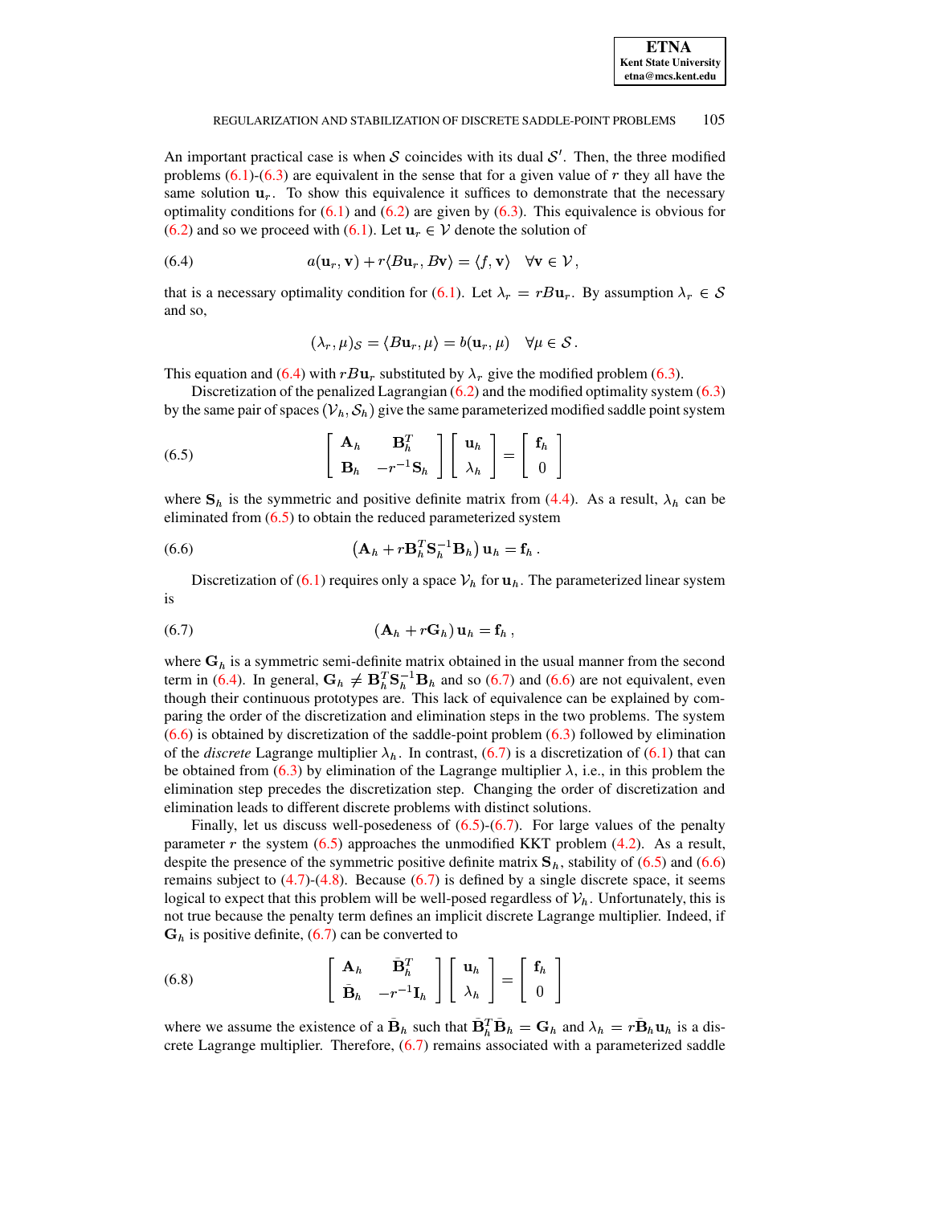An important practical case is when $\mathcal{S}$ coincides with its dual $\mathcal{S}'$. Then, the three modified problems (6.1)-(6.3) are equivalent in the sense that for a given value of $r$ they all have the same solution $\mathbf{u}_r$. To show this equivalence it suffices to demonstrate that the necessary optimality conditions for (6.1) and (6.2) are given by (6.3). This equivalence is obvious for (6.2) and so we proceed with (6.1). Let $\mathbf{u}_r \in \mathcal{V}$ denote the solution of

$$a(\mathbf{u}_r, \mathbf{v}) + r\langle B\mathbf{u}_r, B\mathbf{v}\rangle = \langle f, \mathbf{v}\rangle \quad \forall \mathbf{v} \in \mathcal{V}, \tag{6.4}$$

that is a necessary optimality condition for (6.1). Let $\lambda_r = rB\mathbf{u}_r$. By assumption $\lambda_r \in \mathcal{S}$ and so,

$$(\lambda_r, \mu)_{\mathcal{S}} = \langle B\mathbf{u}_r, \mu\rangle = b(\mathbf{u}_r, \mu) \quad \forall \mu \in \mathcal{S}.$$

This equation and (6.4) with $rB\mathbf{u}_r$ substituted by $\lambda_r$ give the modified problem (6.3).

Discretization of the penalized Lagrangian (6.2) and the modified optimality system (6.3) by the same pair of spaces $(\mathcal{V}_h, \mathcal{S}_h)$ give the same parameterized modified saddle point system

$$\begin{bmatrix} \mathbf{A}_h & \mathbf{B}_h^T \\ \mathbf{B}_h & -r^{-1}\mathbf{S}_h \end{bmatrix} \begin{bmatrix} \mathbf{u}_h \\ \lambda_h \end{bmatrix} = \begin{bmatrix} \mathbf{f}_h \\ 0 \end{bmatrix} \tag{6.5}$$

where $\mathbf{S}_h$ is the symmetric and positive definite matrix from (4.4). As a result, $\lambda_h$ can be eliminated from (6.5) to obtain the reduced parameterized system

$$\left(\mathbf{A}_h + r\mathbf{B}_h^T\mathbf{S}_h^{-1}\mathbf{B}_h\right)\mathbf{u}_h = \mathbf{f}_h\,. \tag{6.6}$$

Discretization of (6.1) requires only a space $\mathcal{V}_h$ for $\mathbf{u}_h$. The parameterized linear system is

$$\left(\mathbf{A}_h + r\mathbf{G}_h\right)\mathbf{u}_h = \mathbf{f}_h\,, \tag{6.7}$$

where $\mathbf{G}_h$ is a symmetric semi-definite matrix obtained in the usual manner from the second term in (6.4). In general, $\mathbf{G}_h \neq \mathbf{B}_h^T\mathbf{S}_h^{-1}\mathbf{B}_h$ and so (6.7) and (6.6) are not equivalent, even though their continuous prototypes are. This lack of equivalence can be explained by comparing the order of the discretization and elimination steps in the two problems. The system (6.6) is obtained by discretization of the saddle-point problem (6.3) followed by elimination of the *discrete* Lagrange multiplier $\lambda_h$. In contrast, (6.7) is a discretization of (6.1) that can be obtained from (6.3) by elimination of the Lagrange multiplier $\lambda$, i.e., in this problem the elimination step precedes the discretization step. Changing the order of discretization and elimination leads to different discrete problems with distinct solutions.

Finally, let us discuss well-posedeness of (6.5)-(6.7). For large values of the penalty parameter $r$ the system (6.5) approaches the unmodified KKT problem (4.2). As a result, despite the presence of the symmetric positive definite matrix $\mathbf{S}_h$, stability of (6.5) and (6.6) remains subject to (4.7)-(4.8). Because (6.7) is defined by a single discrete space, it seems logical to expect that this problem will be well-posed regardless of $\mathcal{V}_h$. Unfortunately, this is not true because the penalty term defines an implicit discrete Lagrange multiplier. Indeed, if $\mathbf{G}_h$ is positive definite, (6.7) can be converted to

$$\begin{bmatrix} \mathbf{A}_h & \bar{\mathbf{B}}_h^T \\ \bar{\mathbf{B}}_h & -r^{-1}\mathbf{I}_h \end{bmatrix} \begin{bmatrix} \mathbf{u}_h \\ \lambda_h \end{bmatrix} = \begin{bmatrix} \mathbf{f}_h \\ 0 \end{bmatrix} \tag{6.8}$$

where we assume the existence of a $\bar{\mathbf{B}}_h$ such that $\bar{\mathbf{B}}_h^T\bar{\mathbf{B}}_h = \mathbf{G}_h$ and $\lambda_h = r\bar{\mathbf{B}}_h\mathbf{u}_h$ is a discrete Lagrange multiplier. Therefore, (6.7) remains associated with a parameterized saddle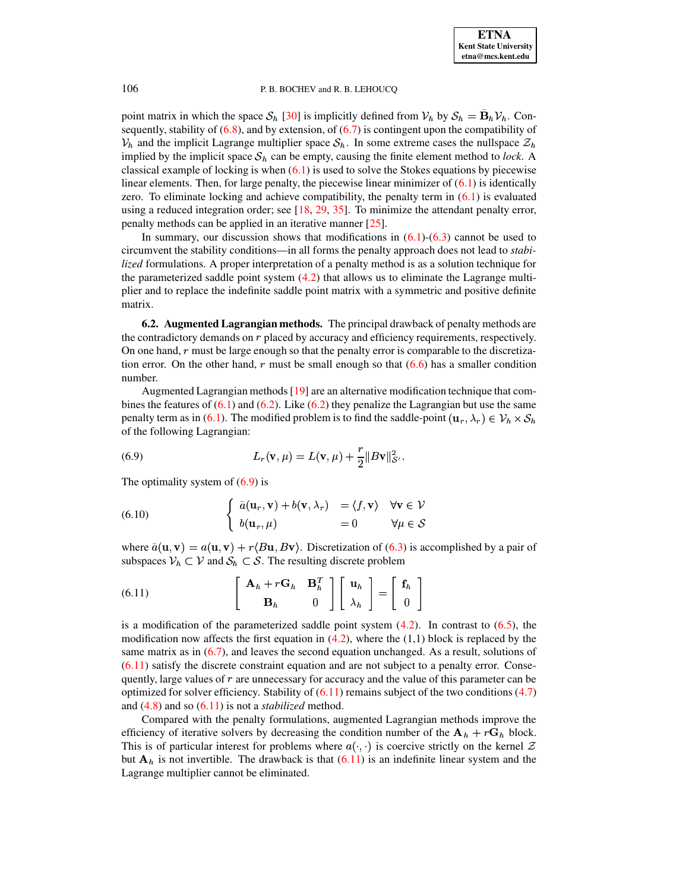point matrix in which the space $\mathcal{S}_h$ [30] is implicitly defined from $\mathcal{V}_h$ by $\mathcal{S}_h = \bar{\mathbf{B}}_h \mathcal{V}_h$. Consequently, stability of (6.8), and by extension, of (6.7) is contingent upon the compatibility of $\mathcal{V}_h$ and the implicit Lagrange multiplier space $\mathcal{S}_h$. In some extreme cases the nullspace $\mathcal{Z}_h$ implied by the implicit space $\mathcal{S}_h$ can be empty, causing the finite element method to *lock*. A classical example of locking is when (6.1) is used to solve the Stokes equations by piecewise linear elements. Then, for large penalty, the piecewise linear minimizer of (6.1) is identically zero. To eliminate locking and achieve compatibility, the penalty term in (6.1) is evaluated using a reduced integration order; see [18, 29, 35]. To minimize the attendant penalty error, penalty methods can be applied in an iterative manner [25].

In summary, our discussion shows that modifications in (6.1)-(6.3) cannot be used to circumvent the stability conditions—in all forms the penalty approach does not lead to *stabilized* formulations. A proper interpretation of a penalty method is as a solution technique for the parameterized saddle point system (4.2) that allows us to eliminate the Lagrange multiplier and to replace the indefinite saddle point matrix with a symmetric and positive definite matrix.

**6.2. Augmented Lagrangian methods.** The principal drawback of penalty methods are the contradictory demands on $r$ placed by accuracy and efficiency requirements, respectively. On one hand, $r$ must be large enough so that the penalty error is comparable to the discretization error. On the other hand, $r$ must be small enough so that (6.6) has a smaller condition number.

Augmented Lagrangian methods [19] are an alternative modification technique that combines the features of (6.1) and (6.2). Like (6.2) they penalize the Lagrangian but use the same penalty term as in (6.1). The modified problem is to find the saddle-point $(\mathbf{u}_r, \lambda_r) \in \mathcal{V}_h \times \mathcal{S}_h$ of the following Lagrangian:

$$L_r(\mathbf{v}, \mu) = L(\mathbf{v}, \mu) + \frac{r}{2}\|B\mathbf{v}\|^2_{\mathcal{S}'}. \tag{6.9}$$

The optimality system of (6.9) is

$$\left\{ \begin{array}{lll} \bar{a}(\mathbf{u}_r, \mathbf{v}) + b(\mathbf{v}, \lambda_r) & = \langle f, \mathbf{v} \rangle & \forall \mathbf{v} \in \mathcal{V} \\ b(\mathbf{u}_r, \mu) & = 0 & \forall \mu \in \mathcal{S} \end{array} \right. \tag{6.10}$$

where $\bar{a}(\mathbf{u}, \mathbf{v}) = a(\mathbf{u}, \mathbf{v}) + r\langle B\mathbf{u}, B\mathbf{v}\rangle$. Discretization of (6.3) is accomplished by a pair of subspaces $\mathcal{V}_h \subset \mathcal{V}$ and $\mathcal{S}_h \subset \mathcal{S}$. The resulting discrete problem

$$\left[ \begin{array}{cc} \mathbf{A}_h + r\mathbf{G}_h & \mathbf{B}_h^T \\ \mathbf{B}_h & 0 \end{array} \right] \left[ \begin{array}{c} \mathbf{u}_h \\ \lambda_h \end{array} \right] = \left[ \begin{array}{c} \mathbf{f}_h \\ 0 \end{array} \right] \tag{6.11}$$

is a modification of the parameterized saddle point system (4.2). In contrast to (6.5), the modification now affects the first equation in (4.2), where the (1,1) block is replaced by the same matrix as in (6.7), and leaves the second equation unchanged. As a result, solutions of (6.11) satisfy the discrete constraint equation and are not subject to a penalty error. Consequently, large values of $r$ are unnecessary for accuracy and the value of this parameter can be optimized for solver efficiency. Stability of (6.11) remains subject of the two conditions (4.7) and (4.8) and so (6.11) is not a *stabilized* method.

Compared with the penalty formulations, augmented Lagrangian methods improve the efficiency of iterative solvers by decreasing the condition number of the $\mathbf{A}_h + r\mathbf{G}_h$ block. This is of particular interest for problems where $a(\cdot,\cdot)$ is coercive strictly on the kernel $\mathcal{Z}$ but $\mathbf{A}_h$ is not invertible. The drawback is that (6.11) is an indefinite linear system and the Lagrange multiplier cannot be eliminated.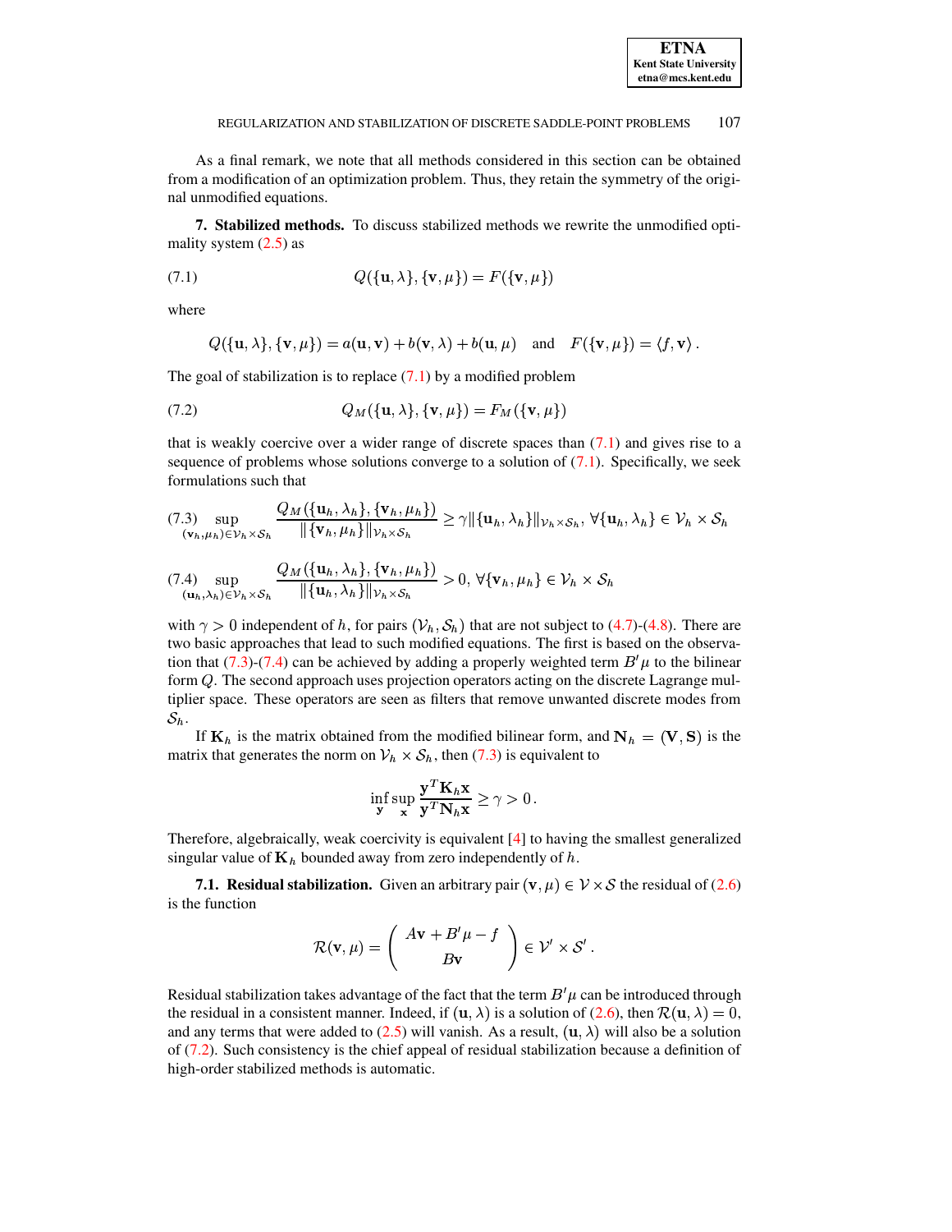As a final remark, we note that all methods considered in this section can be obtained from a modification of an optimization problem. Thus, they retain the symmetry of the original unmodified equations.

## 7. Stabilized methods.

To discuss stabilized methods we rewrite the unmodified optimality system (2.5) as

$$Q(\{\mathbf{u},\lambda\},\{\mathbf{v},\mu\}) = F(\{\mathbf{v},\mu\}) \tag{7.1}$$

where

$$Q(\{\mathbf{u},\lambda\},\{\mathbf{v},\mu\}) = a(\mathbf{u},\mathbf{v}) + b(\mathbf{v},\lambda) + b(\mathbf{u},\mu) \quad \text{and} \quad F(\{\mathbf{v},\mu\}) = \langle f, \mathbf{v}\rangle\,.$$

The goal of stabilization is to replace (7.1) by a modified problem

$$Q_M(\{\mathbf{u},\lambda\},\{\mathbf{v},\mu\}) = F_M(\{\mathbf{v},\mu\}) \tag{7.2}$$

that is weakly coercive over a wider range of discrete spaces than (7.1) and gives rise to a sequence of problems whose solutions converge to a solution of (7.1). Specifically, we seek formulations such that

$$\sup_{(\mathbf{v}_h,\mu_h)\in\mathcal{V}_h\times\mathcal{S}_h} \frac{Q_M(\{\mathbf{u}_h,\lambda_h\},\{\mathbf{v}_h,\mu_h\})}{\|\{\mathbf{v}_h,\mu_h\}\|_{\mathcal{V}_h\times\mathcal{S}_h}} \geq \gamma \|\{\mathbf{u}_h,\lambda_h\}\|_{\mathcal{V}_h\times\mathcal{S}_h},\ \forall\{\mathbf{u}_h,\lambda_h\}\in\mathcal{V}_h\times\mathcal{S}_h \tag{7.3}$$

$$\sup_{(\mathbf{u}_h,\lambda_h)\in\mathcal{V}_h\times\mathcal{S}_h} \frac{Q_M(\{\mathbf{u}_h,\lambda_h\},\{\mathbf{v}_h,\mu_h\})}{\|\{\mathbf{u}_h,\lambda_h\}\|_{\mathcal{V}_h\times\mathcal{S}_h}} > 0,\ \forall\{\mathbf{v}_h,\mu_h\}\in\mathcal{V}_h\times\mathcal{S}_h \tag{7.4}$$

with $\gamma > 0$ independent of $h$, for pairs $(\mathcal{V}_h,\mathcal{S}_h)$ that are not subject to (4.7)-(4.8). There are two basic approaches that lead to such modified equations. The first is based on the observation that (7.3)-(7.4) can be achieved by adding a properly weighted term $B'\mu$ to the bilinear form $Q$. The second approach uses projection operators acting on the discrete Lagrange multiplier space. These operators are seen as filters that remove unwanted discrete modes from $\mathcal{S}_h$.

If $\mathbf{K}_h$ is the matrix obtained from the modified bilinear form, and $\mathbf{N}_h = (\mathbf{V},\mathbf{S})$ is the matrix that generates the norm on $\mathcal{V}_h\times\mathcal{S}_h$, then (7.3) is equivalent to

$$\inf_{\mathbf{y}}\sup_{\mathbf{x}} \frac{\mathbf{y}^T\mathbf{K}_h\mathbf{x}}{\mathbf{y}^T\mathbf{N}_h\mathbf{x}} \geq \gamma > 0\,.$$

Therefore, algebraically, weak coercivity is equivalent [4] to having the smallest generalized singular value of $\mathbf{K}_h$ bounded away from zero independently of $h$.

### 7.1. Residual stabilization.

Given an arbitrary pair $(\mathbf{v},\mu)\in\mathcal{V}\times\mathcal{S}$ the residual of (2.6) is the function

$$\mathcal{R}(\mathbf{v},\mu) = \begin{pmatrix} A\mathbf{v} + B'\mu - f \\ B\mathbf{v} \end{pmatrix} \in \mathcal{V}'\times\mathcal{S}'\,.$$

Residual stabilization takes advantage of the fact that the term $B'\mu$ can be introduced through the residual in a consistent manner. Indeed, if $(\mathbf{u},\lambda)$ is a solution of (2.6), then $\mathcal{R}(\mathbf{u},\lambda) = 0$, and any terms that were added to (2.5) will vanish. As a result, $(\mathbf{u},\lambda)$ will also be a solution of (7.2). Such consistency is the chief appeal of residual stabilization because a definition of high-order stabilized methods is automatic.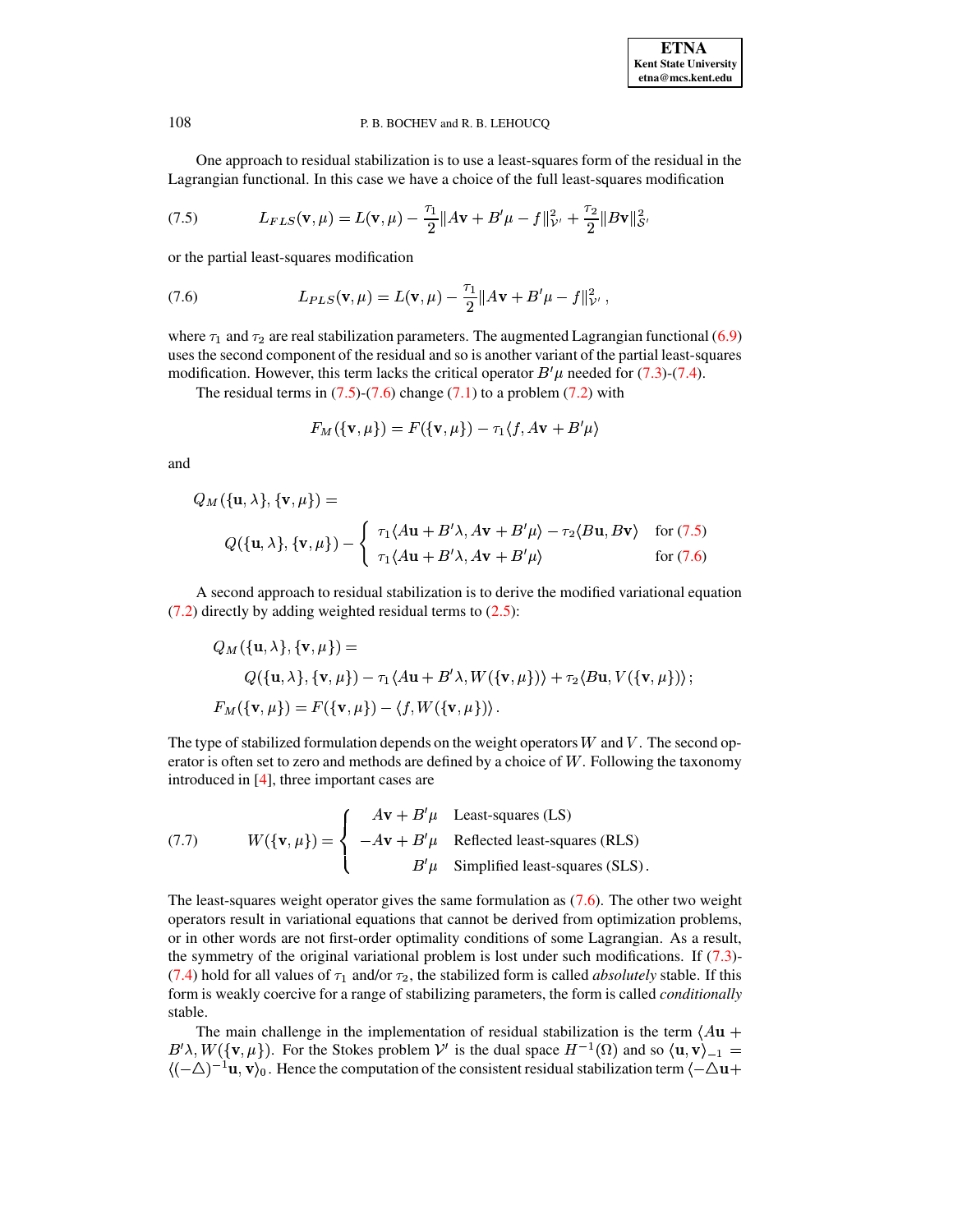One approach to residual stabilization is to use a least-squares form of the residual in the Lagrangian functional. In this case we have a choice of the full least-squares modification

$$L_{FLS}(\mathbf{v},\mu) = L(\mathbf{v},\mu) - \frac{\tau_1}{2}\|A\mathbf{v} + B'\mu - f\|^2_{\mathcal{V}'} + \frac{\tau_2}{2}\|B\mathbf{v}\|^2_{\mathcal{S}'} \tag{7.5}$$

or the partial least-squares modification

$$L_{PLS}(\mathbf{v},\mu) = L(\mathbf{v},\mu) - \frac{\tau_1}{2}\|A\mathbf{v} + B'\mu - f\|^2_{\mathcal{V}'}\,, \tag{7.6}$$

where $\tau_1$ and $\tau_2$ are real stabilization parameters. The augmented Lagrangian functional (6.9) uses the second component of the residual and so is another variant of the partial least-squares modification. However, this term lacks the critical operator $B'\mu$ needed for (7.3)-(7.4).

The residual terms in (7.5)-(7.6) change (7.1) to a problem (7.2) with

$$F_M(\{\mathbf{v},\mu\}) = F(\{\mathbf{v},\mu\}) - \tau_1\langle f, A\mathbf{v} + B'\mu\rangle$$

and

$$Q_M(\{\mathbf{u},\lambda\},\{\mathbf{v},\mu\}) =$$
$$Q(\{\mathbf{u},\lambda\},\{\mathbf{v},\mu\}) - \begin{cases} \tau_1\langle A\mathbf{u} + B'\lambda, A\mathbf{v} + B'\mu\rangle - \tau_2\langle B\mathbf{u}, B\mathbf{v}\rangle & \text{for (7.5)} \\ \tau_1\langle A\mathbf{u} + B'\lambda, A\mathbf{v} + B'\mu\rangle & \text{for (7.6)} \end{cases}$$

A second approach to residual stabilization is to derive the modified variational equation (7.2) directly by adding weighted residual terms to (2.5):

$$Q_M(\{\mathbf{u},\lambda\},\{\mathbf{v},\mu\}) =$$
$$Q(\{\mathbf{u},\lambda\},\{\mathbf{v},\mu\}) - \tau_1\langle A\mathbf{u} + B'\lambda, W(\{\mathbf{v},\mu\})\rangle + \tau_2\langle B\mathbf{u}, V(\{\mathbf{v},\mu\})\rangle;$$
$$F_M(\{\mathbf{v},\mu\}) = F(\{\mathbf{v},\mu\}) - \langle f, W(\{\mathbf{v},\mu\})\rangle\,.$$

The type of stabilized formulation depends on the weight operators $W$ and $V$. The second operator is often set to zero and methods are defined by a choice of $W$. Following the taxonomy introduced in [4], three important cases are

$$W(\{\mathbf{v},\mu\}) = \begin{cases} A\mathbf{v} + B'\mu & \text{Least-squares (LS)} \\ -A\mathbf{v} + B'\mu & \text{Reflected least-squares (RLS)} \\ B'\mu & \text{Simplified least-squares (SLS)}\,. \end{cases} \tag{7.7}$$

The least-squares weight operator gives the same formulation as (7.6). The other two weight operators result in variational equations that cannot be derived from optimization problems, or in other words are not first-order optimality conditions of some Lagrangian. As a result, the symmetry of the original variational problem is lost under such modifications. If (7.3)-(7.4) hold for all values of $\tau_1$ and/or $\tau_2$, the stabilized form is called *absolutely* stable. If this form is weakly coercive for a range of stabilizing parameters, the form is called *conditionally* stable.

The main challenge in the implementation of residual stabilization is the term $\langle A\mathbf{u} + B'\lambda, W(\{\mathbf{v},\mu\})$. For the Stokes problem $\mathcal{V}'$ is the dual space $H^{-1}(\Omega)$ and so $\langle \mathbf{u},\mathbf{v}\rangle_{-1} = \langle(-\triangle)^{-1}\mathbf{u},\mathbf{v}\rangle_0$. Hence the computation of the consistent residual stabilization term $\langle -\triangle\mathbf{u}+$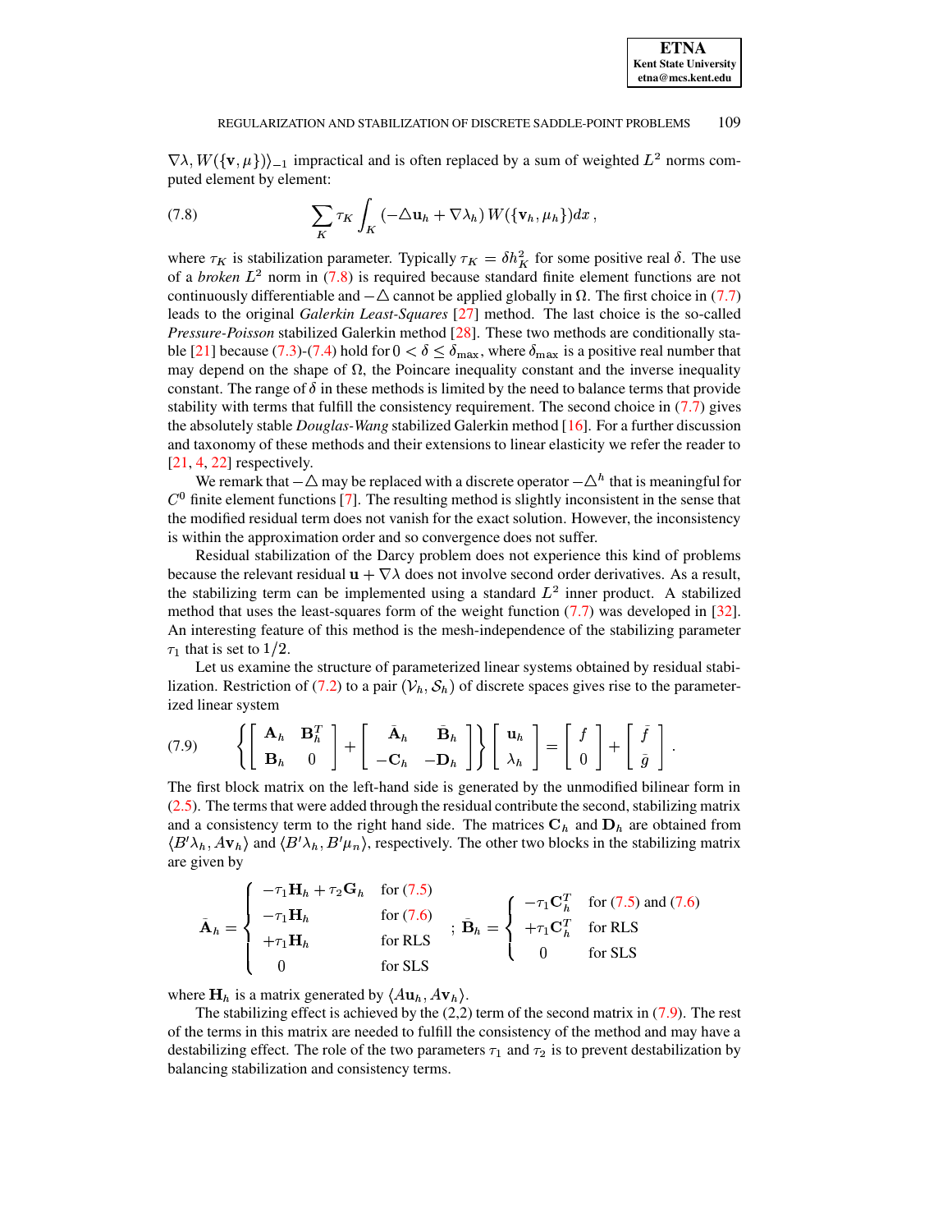$\nabla\lambda, W(\{\mathbf{v},\mu\})\rangle_{-1}$ impractical and is often replaced by a sum of weighted $L^2$ norms computed element by element:

$$\sum_K \tau_K \int_K (-\triangle \mathbf{u}_h + \nabla\lambda_h)\, W(\{\mathbf{v}_h,\mu_h\})dx\,, \tag{7.8}$$

where $\tau_K$ is stabilization parameter. Typically $\tau_K = \delta h_K^2$ for some positive real $\delta$. The use of a *broken* $L^2$ norm in (7.8) is required because standard finite element functions are not continuously differentiable and $-\triangle$ cannot be applied globally in $\Omega$. The first choice in (7.7) leads to the original *Galerkin Least-Squares* [27] method. The last choice is the so-called *Pressure-Poisson* stabilized Galerkin method [28]. These two methods are conditionally stable [21] because (7.3)-(7.4) hold for $0 < \delta \le \delta_{\max}$, where $\delta_{\max}$ is a positive real number that may depend on the shape of $\Omega$, the Poincare inequality constant and the inverse inequality constant. The range of $\delta$ in these methods is limited by the need to balance terms that provide stability with terms that fulfill the consistency requirement. The second choice in (7.7) gives the absolutely stable *Douglas-Wang* stabilized Galerkin method [16]. For a further discussion and taxonomy of these methods and their extensions to linear elasticity we refer the reader to [21, 4, 22] respectively.

We remark that $-\triangle$ may be replaced with a discrete operator $-\triangle^h$ that is meaningful for $C^0$ finite element functions [7]. The resulting method is slightly inconsistent in the sense that the modified residual term does not vanish for the exact solution. However, the inconsistency is within the approximation order and so convergence does not suffer.

Residual stabilization of the Darcy problem does not experience this kind of problems because the relevant residual $\mathbf{u} + \nabla\lambda$ does not involve second order derivatives. As a result, the stabilizing term can be implemented using a standard $L^2$ inner product. A stabilized method that uses the least-squares form of the weight function (7.7) was developed in [32]. An interesting feature of this method is the mesh-independence of the stabilizing parameter $\tau_1$ that is set to $1/2$.

Let us examine the structure of parameterized linear systems obtained by residual stabilization. Restriction of (7.2) to a pair $(\mathcal{V}_h, \mathcal{S}_h)$ of discrete spaces gives rise to the parameterized linear system

$$\left\{ \begin{bmatrix} \mathbf{A}_h & \mathbf{B}_h^T \\ \mathbf{B}_h & 0 \end{bmatrix} + \begin{bmatrix} \bar{\mathbf{A}}_h & \bar{\mathbf{B}}_h \\ -\mathbf{C}_h & -\mathbf{D}_h \end{bmatrix} \right\} \begin{bmatrix} \mathbf{u}_h \\ \lambda_h \end{bmatrix} = \begin{bmatrix} f \\ 0 \end{bmatrix} + \begin{bmatrix} \bar{f} \\ \bar{g} \end{bmatrix}. \tag{7.9}$$

The first block matrix on the left-hand side is generated by the unmodified bilinear form in (2.5). The terms that were added through the residual contribute the second, stabilizing matrix and a consistency term to the right hand side. The matrices $\mathbf{C}_h$ and $\mathbf{D}_h$ are obtained from $\langle B'\lambda_h, A\mathbf{v}_h\rangle$ and $\langle B'\lambda_h, B'\mu_n\rangle$, respectively. The other two blocks in the stabilizing matrix are given by

$$\bar{\mathbf{A}}_h = \begin{cases} -\tau_1\mathbf{H}_h + \tau_2\mathbf{G}_h & \text{for (7.5)} \\ -\tau_1\mathbf{H}_h & \text{for (7.6)} \\ +\tau_1\mathbf{H}_h & \text{for RLS} \\ 0 & \text{for SLS} \end{cases} \;;\; \bar{\mathbf{B}}_h = \begin{cases} -\tau_1\mathbf{C}_h^T & \text{for (7.5) and (7.6)} \\ +\tau_1\mathbf{C}_h^T & \text{for RLS} \\ 0 & \text{for SLS} \end{cases}$$

where $\mathbf{H}_h$ is a matrix generated by $\langle A\mathbf{u}_h, A\mathbf{v}_h\rangle$.

The stabilizing effect is achieved by the (2,2) term of the second matrix in (7.9). The rest of the terms in this matrix are needed to fulfill the consistency of the method and may have a destabilizing effect. The role of the two parameters $\tau_1$ and $\tau_2$ is to prevent destabilization by balancing stabilization and consistency terms.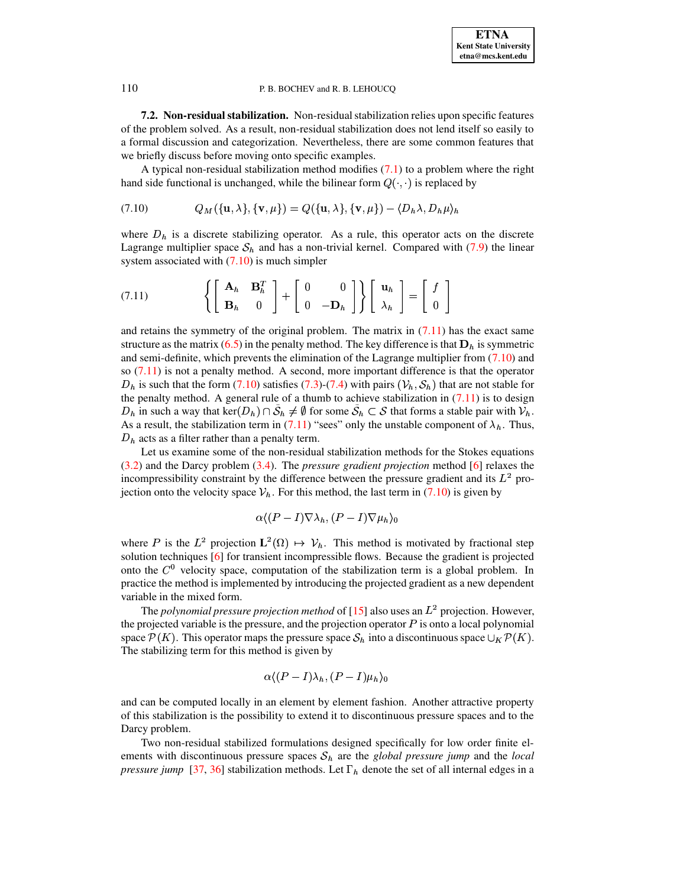**7.2. Non-residual stabilization.** Non-residual stabilization relies upon specific features of the problem solved. As a result, non-residual stabilization does not lend itself so easily to a formal discussion and categorization. Nevertheless, there are some common features that we briefly discuss before moving onto specific examples.

A typical non-residual stabilization method modifies (7.1) to a problem where the right hand side functional is unchanged, while the bilinear form $Q(\cdot,\cdot)$ is replaced by

$$Q_M(\{\mathbf{u},\lambda\},\{\mathbf{v},\mu\}) = Q(\{\mathbf{u},\lambda\},\{\mathbf{v},\mu\}) - \langle D_h\lambda, D_h\mu\rangle_h \tag{7.10}$$

where $D_h$ is a discrete stabilizing operator. As a rule, this operator acts on the discrete Lagrange multiplier space $\mathcal{S}_h$ and has a non-trivial kernel. Compared with (7.9) the linear system associated with (7.10) is much simpler

$$\left\{ \begin{bmatrix} \mathbf{A}_h & \mathbf{B}_h^T \\ \mathbf{B}_h & 0 \end{bmatrix} + \begin{bmatrix} 0 & 0 \\ 0 & -\mathbf{D}_h \end{bmatrix} \right\} \begin{bmatrix} \mathbf{u}_h \\ \lambda_h \end{bmatrix} = \begin{bmatrix} f \\ 0 \end{bmatrix} \tag{7.11}$$

and retains the symmetry of the original problem. The matrix in (7.11) has the exact same structure as the matrix (6.5) in the penalty method. The key difference is that $\mathbf{D}_h$ is symmetric and semi-definite, which prevents the elimination of the Lagrange multiplier from (7.10) and so (7.11) is not a penalty method. A second, more important difference is that the operator $D_h$ is such that the form (7.10) satisfies (7.3)-(7.4) with pairs $(\mathcal{V}_h, \mathcal{S}_h)$ that are not stable for the penalty method. A general rule of a thumb to achieve stabilization in (7.11) is to design $D_h$ in such a way that $\ker(D_h) \cap \bar{\mathcal{S}}_h \neq \emptyset$ for some $\bar{\mathcal{S}}_h \subset \mathcal{S}$ that forms a stable pair with $\mathcal{V}_h$. As a result, the stabilization term in (7.11) "sees" only the unstable component of $\lambda_h$. Thus, $D_h$ acts as a filter rather than a penalty term.

Let us examine some of the non-residual stabilization methods for the Stokes equations (3.2) and the Darcy problem (3.4). The *pressure gradient projection* method [6] relaxes the incompressibility constraint by the difference between the pressure gradient and its $L^2$ projection onto the velocity space $\mathcal{V}_h$. For this method, the last term in (7.10) is given by

$$\alpha\langle (P-I)\nabla\lambda_h, (P-I)\nabla\mu_h\rangle_0$$

where $P$ is the $L^2$ projection $\mathbf{L}^2(\Omega) \mapsto \mathcal{V}_h$. This method is motivated by fractional step solution techniques [6] for transient incompressible flows. Because the gradient is projected onto the $C^0$ velocity space, computation of the stabilization term is a global problem. In practice the method is implemented by introducing the projected gradient as a new dependent variable in the mixed form.

The *polynomial pressure projection method* of [15] also uses an $L^2$ projection. However, the projected variable is the pressure, and the projection operator $P$ is onto a local polynomial space $\mathcal{P}(K)$. This operator maps the pressure space $\mathcal{S}_h$ into a discontinuous space $\cup_K \mathcal{P}(K)$. The stabilizing term for this method is given by

$$\alpha\langle (P-I)\lambda_h, (P-I)\mu_h\rangle_0$$

and can be computed locally in an element by element fashion. Another attractive property of this stabilization is the possibility to extend it to discontinuous pressure spaces and to the Darcy problem.

Two non-residual stabilized formulations designed specifically for low order finite elements with discontinuous pressure spaces $\mathcal{S}_h$ are the *global pressure jump* and the *local pressure jump* [37, 36] stabilization methods. Let $\Gamma_h$ denote the set of all internal edges in a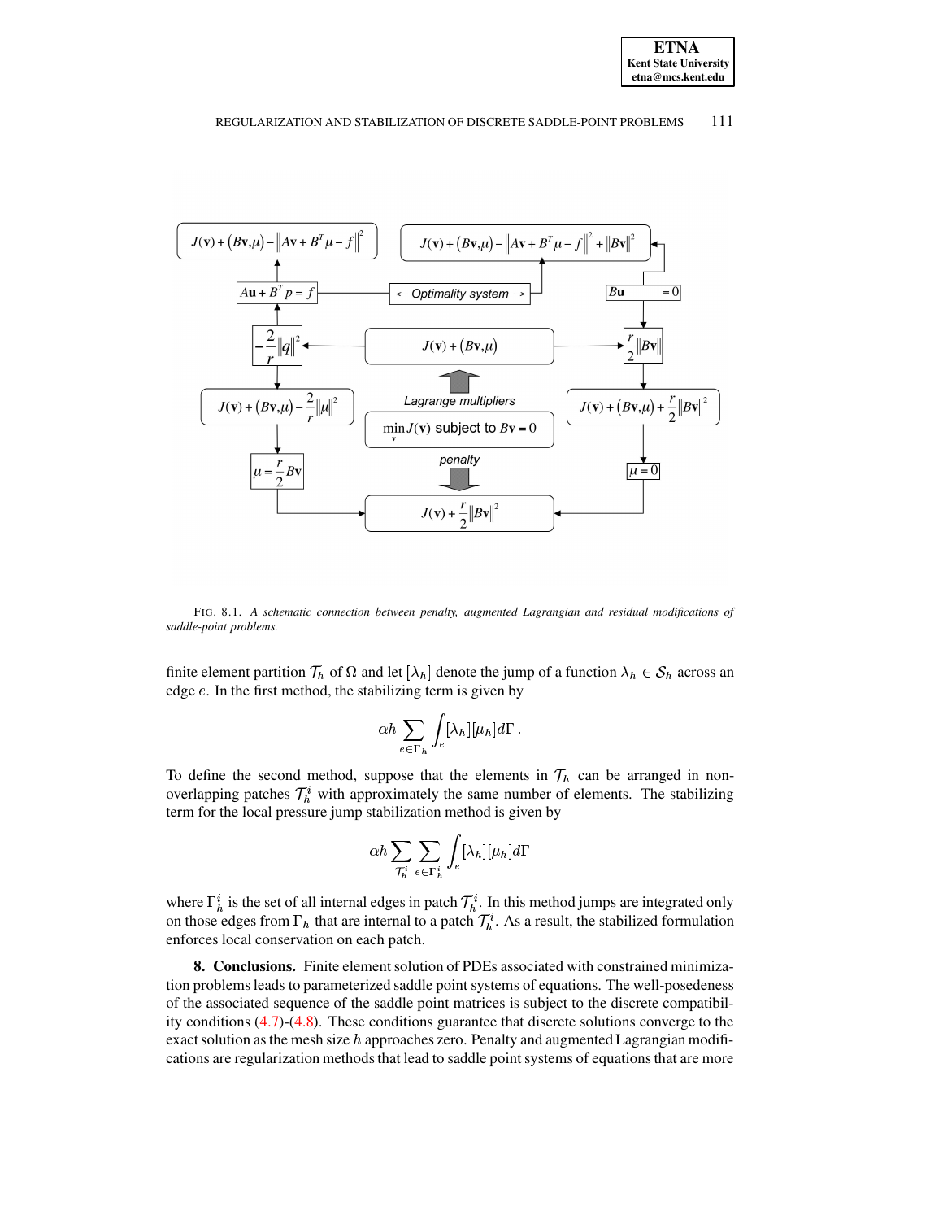FIG. 8.1. *A schematic connection between penalty, augmented Lagrangian and residual modifications of saddle-point problems.*

finite element partition $\mathcal{T}_h$ of $\Omega$ and let $[\lambda_h]$ denote the jump of a function $\lambda_h \in \mathcal{S}_h$ across an edge $e$. In the first method, the stabilizing term is given by

$$\alpha h \sum_{e \in \Gamma_h} \int_e [\lambda_h][\mu_h] d\Gamma \,.$$

To define the second method, suppose that the elements in $\mathcal{T}_h$ can be arranged in non-overlapping patches $\mathcal{T}_h^i$ with approximately the same number of elements. The stabilizing term for the local pressure jump stabilization method is given by

$$\alpha h \sum_{\mathcal{T}_h^i} \sum_{e \in \Gamma_h^i} \int_e [\lambda_h][\mu_h] d\Gamma$$

where $\Gamma_h^i$ is the set of all internal edges in patch $\mathcal{T}_h^i$. In this method jumps are integrated only on those edges from $\Gamma_h$ that are internal to a patch $\mathcal{T}_h^i$. As a result, the stabilized formulation enforces local conservation on each patch.

**8. Conclusions.** Finite element solution of PDEs associated with constrained minimization problems leads to parameterized saddle point systems of equations. The well-posedeness of the associated sequence of the saddle point matrices is subject to the discrete compatibility conditions (4.7)-(4.8). These conditions guarantee that discrete solutions converge to the exact solution as the mesh size $h$ approaches zero. Penalty and augmented Lagrangian modifications are regularization methods that lead to saddle point systems of equations that are more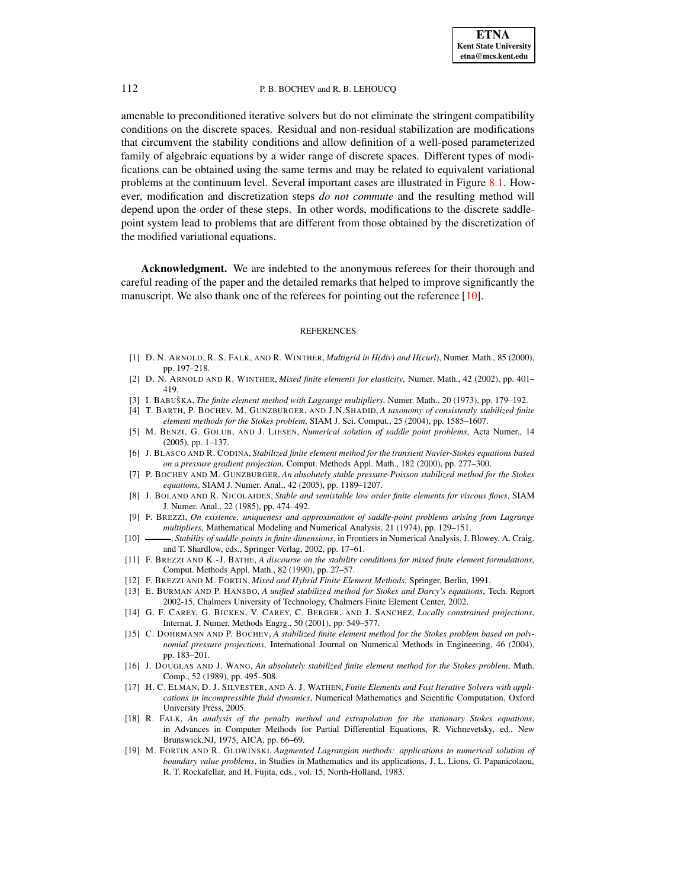amenable to preconditioned iterative solvers but do not eliminate the stringent compatibility conditions on the discrete spaces. Residual and non-residual stabilization are modifications that circumvent the stability conditions and allow definition of a well-posed parameterized family of algebraic equations by a wider range of discrete spaces. Different types of modifications can be obtained using the same terms and may be related to equivalent variational problems at the continuum level. Several important cases are illustrated in Figure 8.1. However, modification and discretization steps *do not commute* and the resulting method will depend upon the order of these steps. In other words, modifications to the discrete saddle-point system lead to problems that are different from those obtained by the discretization of the modified variational equations.

**Acknowledgment.** We are indebted to the anonymous referees for their thorough and careful reading of the paper and the detailed remarks that helped to improve significantly the manuscript. We also thank one of the referees for pointing out the reference [10].

## REFERENCES

[1] D. N. Arnold, R. S. Falk, and R. Winther, *Multigrid in H(div) and H(curl)*, Numer. Math., 85 (2000), pp. 197–218.

[2] D. N. Arnold and R. Winther, *Mixed finite elements for elasticity*, Numer. Math., 42 (2002), pp. 401–419.

[3] I. Babuška, *The finite element method with Lagrange multipliers*, Numer. Math., 20 (1973), pp. 179–192.

[4] T. Barth, P. Bochev, M. Gunzburger, and J.N.Shadid, *A taxonomy of consistently stabilized finite element methods for the Stokes problem*, SIAM J. Sci. Comput., 25 (2004), pp. 1585–1607.

[5] M. Benzi, G. Golub, and J. Liesen, *Numerical solution of saddle point problems*, Acta Numer., 14 (2005), pp. 1–137.

[6] J. Blasco and R. Codina, *Stabilized finite element method for the transient Navier-Stokes equations based on a pressure gradient projection*, Comput. Methods Appl. Math., 182 (2000), pp. 277–300.

[7] P. Bochev and M. Gunzburger, *An absolutely stable pressure-Poisson stabilized method for the Stokes equations*, SIAM J. Numer. Anal., 42 (2005), pp. 1189–1207.

[8] J. Boland and R. Nicolaides, *Stable and semistable low order finite elements for viscous flows*, SIAM J. Numer. Anal., 22 (1985), pp. 474–492.

[9] F. Brezzi, *On existence, uniqueness and approximation of saddle-point problems arising from Lagrange multipliers*, Mathematical Modeling and Numerical Analysis, 21 (1974), pp. 129–151.

[10] ———, *Stability of saddle-points in finite dimensions*, in Frontiers in Numerical Analysis, J. Blowey, A. Craig, and T. Shardlow, eds., Springer Verlag, 2002, pp. 17–61.

[11] F. Brezzi and K.-J. Bathe, *A discourse on the stability conditions for mixed finite element formulations*, Comput. Methods Appl. Math., 82 (1990), pp. 27–57.

[12] F. Brezzi and M. Fortin, *Mixed and Hybrid Finite Element Methods*, Springer, Berlin, 1991.

[13] E. Burman and P. Hansbo, *A unified stabilized method for Stokes and Darcy's equations*, Tech. Report 2002-15, Chalmers University of Technology, Chalmers Finite Element Center, 2002.

[14] G. F. Carey, G. Bicken, V. Carey, C. Berger, and J. Sanchez, *Locally constrained projections*, Internat. J. Numer. Methods Engrg., 50 (2001), pp. 549–577.

[15] C. Dohrmann and P. Bochev, *A stabilized finite element method for the Stokes problem based on polynomial pressure projections*, International Journal on Numerical Methods in Engineering, 46 (2004), pp. 183–201.

[16] J. Douglas and J. Wang, *An absolutely stabilized finite element method for the Stokes problem*, Math. Comp., 52 (1989), pp. 495–508.

[17] H. C. Elman, D. J. Silvester, and A. J. Wathen, *Finite Elements and Fast Iterative Solvers with applications in incompressible fluid dynamics*, Numerical Mathematics and Scientific Computation, Oxford University Press, 2005.

[18] R. Falk, *An analysis of the penalty method and extrapolation for the stationary Stokes equations*, in Advances in Computer Methods for Partial Differential Equations, R. Vichnevetsky, ed., New Brunswick,NJ, 1975, AICA, pp. 66–69.

[19] M. Fortin and R. Glowinski, *Augmented Lagrangian methods: applications to numerical solution of boundary value problems*, in Studies in Mathematics and its applications, J. L. Lions, G. Papanicolaou, R. T. Rockafellar, and H. Fujita, eds., vol. 15, North-Holland, 1983.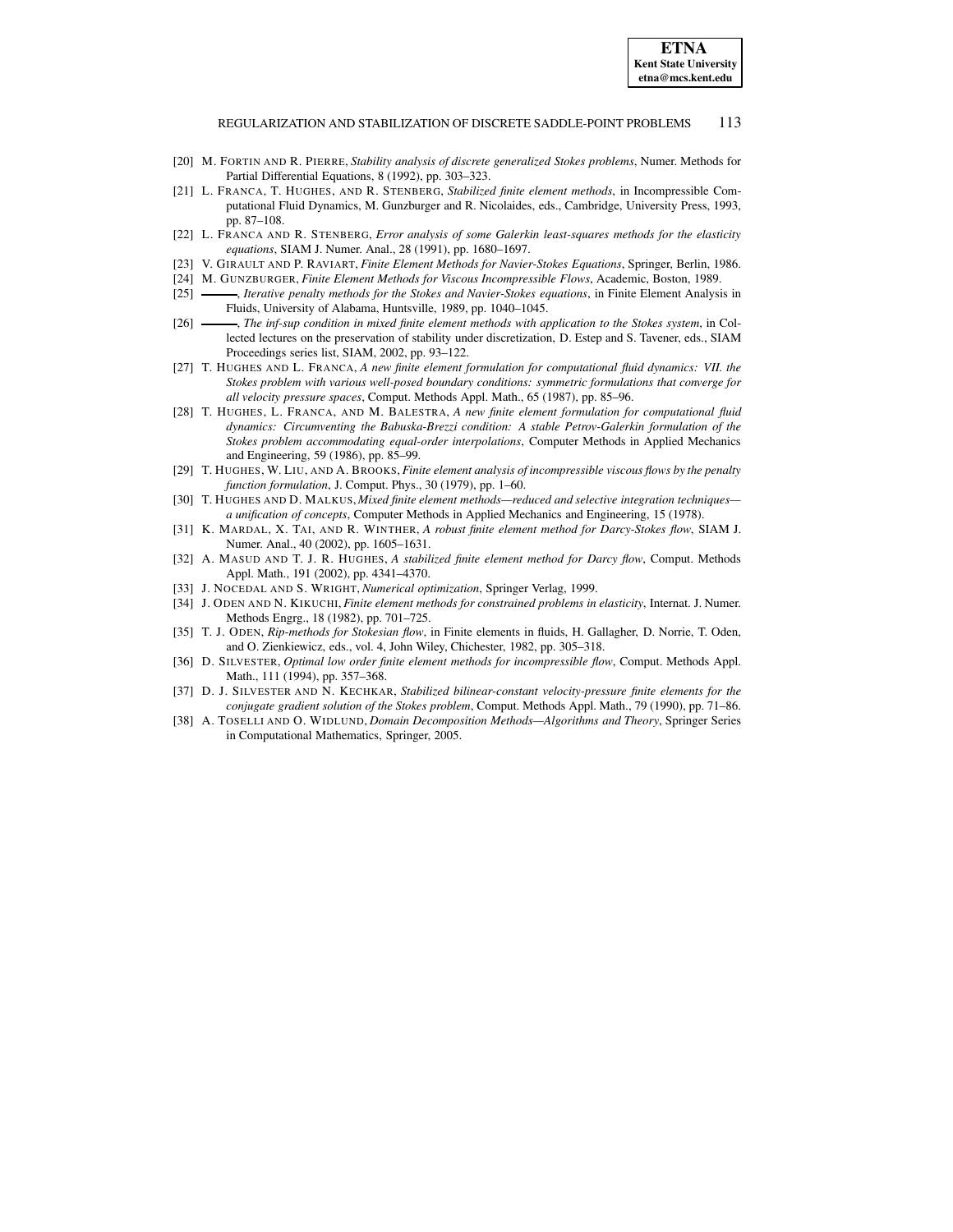[20] M. Fortin and R. Pierre, *Stability analysis of discrete generalized Stokes problems*, Numer. Methods for Partial Differential Equations, 8 (1992), pp. 303–323.

[21] L. Franca, T. Hughes, and R. Stenberg, *Stabilized finite element methods*, in Incompressible Computational Fluid Dynamics, M. Gunzburger and R. Nicolaides, eds., Cambridge, University Press, 1993, pp. 87–108.

[22] L. Franca and R. Stenberg, *Error analysis of some Galerkin least-squares methods for the elasticity equations*, SIAM J. Numer. Anal., 28 (1991), pp. 1680–1697.

[23] V. Girault and P. Raviart, *Finite Element Methods for Navier-Stokes Equations*, Springer, Berlin, 1986.

[24] M. Gunzburger, *Finite Element Methods for Viscous Incompressible Flows*, Academic, Boston, 1989.

[25] ———, *Iterative penalty methods for the Stokes and Navier-Stokes equations*, in Finite Element Analysis in Fluids, University of Alabama, Huntsville, 1989, pp. 1040–1045.

[26] ———, *The inf-sup condition in mixed finite element methods with application to the Stokes system*, in Collected lectures on the preservation of stability under discretization, D. Estep and S. Tavener, eds., SIAM Proceedings series list, SIAM, 2002, pp. 93–122.

[27] T. Hughes and L. Franca, *A new finite element formulation for computational fluid dynamics: VII. the Stokes problem with various well-posed boundary conditions: symmetric formulations that converge for all velocity pressure spaces*, Comput. Methods Appl. Math., 65 (1987), pp. 85–96.

[28] T. Hughes, L. Franca, and M. Balestra, *A new finite element formulation for computational fluid dynamics: Circumventing the Babuska-Brezzi condition: A stable Petrov-Galerkin formulation of the Stokes problem accommodating equal-order interpolations*, Computer Methods in Applied Mechanics and Engineering, 59 (1986), pp. 85–99.

[29] T. Hughes, W. Liu, and A. Brooks, *Finite element analysis of incompressible viscous flows by the penalty function formulation*, J. Comput. Phys., 30 (1979), pp. 1–60.

[30] T. Hughes and D. Malkus, *Mixed finite element methods—reduced and selective integration techniques—a unification of concepts*, Computer Methods in Applied Mechanics and Engineering, 15 (1978).

[31] K. Mardal, X. Tai, and R. Winther, *A robust finite element method for Darcy-Stokes flow*, SIAM J. Numer. Anal., 40 (2002), pp. 1605–1631.

[32] A. Masud and T. J. R. Hughes, *A stabilized finite element method for Darcy flow*, Comput. Methods Appl. Math., 191 (2002), pp. 4341–4370.

[33] J. Nocedal and S. Wright, *Numerical optimization*, Springer Verlag, 1999.

[34] J. Oden and N. Kikuchi, *Finite element methods for constrained problems in elasticity*, Internat. J. Numer. Methods Engrg., 18 (1982), pp. 701–725.

[35] T. J. Oden, *Rip-methods for Stokesian flow*, in Finite elements in fluids, H. Gallagher, D. Norrie, T. Oden, and O. Zienkiewicz, eds., vol. 4, John Wiley, Chichester, 1982, pp. 305–318.

[36] D. Silvester, *Optimal low order finite element methods for incompressible flow*, Comput. Methods Appl. Math., 111 (1994), pp. 357–368.

[37] D. J. Silvester and N. Kechkar, *Stabilized bilinear-constant velocity-pressure finite elements for the conjugate gradient solution of the Stokes problem*, Comput. Methods Appl. Math., 79 (1990), pp. 71–86.

[38] A. Toselli and O. Widlund, *Domain Decomposition Methods—Algorithms and Theory*, Springer Series in Computational Mathematics, Springer, 2005.